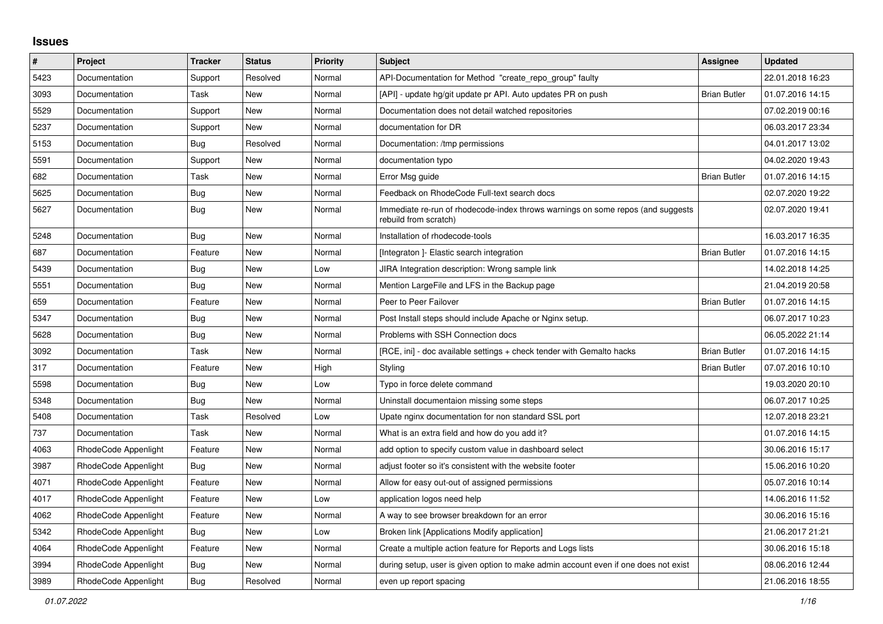## Issues

| # | Project | Tracker | Status | Priority | Subject | Assignee | Updated |
|---|---|---|---|---|---|---|---|
| 5423 | Documentation | Support | Resolved | Normal | API-Documentation for Method "create_repo_group" faulty | | 22.01.2018 16:23 |
| 3093 | Documentation | Task | New | Normal | [API] - update hg/git update pr API. Auto updates PR on push | Brian Butler | 01.07.2016 14:15 |
| 5529 | Documentation | Support | New | Normal | Documentation does not detail watched repositories | | 07.02.2019 00:16 |
| 5237 | Documentation | Support | New | Normal | documentation for DR | | 06.03.2017 23:34 |
| 5153 | Documentation | Bug | Resolved | Normal | Documentation: /tmp permissions | | 04.01.2017 13:02 |
| 5591 | Documentation | Support | New | Normal | documentation typo | | 04.02.2020 19:43 |
| 682 | Documentation | Task | New | Normal | Error Msg guide | Brian Butler | 01.07.2016 14:15 |
| 5625 | Documentation | Bug | New | Normal | Feedback on RhodeCode Full-text search docs | | 02.07.2020 19:22 |
| 5627 | Documentation | Bug | New | Normal | Immediate re-run of rhodecode-index throws warnings on some repos (and suggests rebuild from scratch) | | 02.07.2020 19:41 |
| 5248 | Documentation | Bug | New | Normal | Installation of rhodecode-tools | | 16.03.2017 16:35 |
| 687 | Documentation | Feature | New | Normal | [Integraton ]- Elastic search integration | Brian Butler | 01.07.2016 14:15 |
| 5439 | Documentation | Bug | New | Low | JIRA Integration description: Wrong sample link | | 14.02.2018 14:25 |
| 5551 | Documentation | Bug | New | Normal | Mention LargeFile and LFS in the Backup page | | 21.04.2019 20:58 |
| 659 | Documentation | Feature | New | Normal | Peer to Peer Failover | Brian Butler | 01.07.2016 14:15 |
| 5347 | Documentation | Bug | New | Normal | Post Install steps should include Apache or Nginx setup. | | 06.07.2017 10:23 |
| 5628 | Documentation | Bug | New | Normal | Problems with SSH Connection docs | | 06.05.2022 21:14 |
| 3092 | Documentation | Task | New | Normal | [RCE, ini] - doc available settings + check tender with Gemalto hacks | Brian Butler | 01.07.2016 14:15 |
| 317 | Documentation | Feature | New | High | Styling | Brian Butler | 07.07.2016 10:10 |
| 5598 | Documentation | Bug | New | Low | Typo in force delete command | | 19.03.2020 20:10 |
| 5348 | Documentation | Bug | New | Normal | Uninstall documentaion missing some steps | | 06.07.2017 10:25 |
| 5408 | Documentation | Task | Resolved | Low | Upate nginx documentation for non standard SSL port | | 12.07.2018 23:21 |
| 737 | Documentation | Task | New | Normal | What is an extra field and how do you add it? | | 01.07.2016 14:15 |
| 4063 | RhodeCode Appenlight | Feature | New | Normal | add option to specify custom value in dashboard select | | 30.06.2016 15:17 |
| 3987 | RhodeCode Appenlight | Bug | New | Normal | adjust footer so it's consistent with the website footer | | 15.06.2016 10:20 |
| 4071 | RhodeCode Appenlight | Feature | New | Normal | Allow for easy out-out of assigned permissions | | 05.07.2016 10:14 |
| 4017 | RhodeCode Appenlight | Feature | New | Low | application logos need help | | 14.06.2016 11:52 |
| 4062 | RhodeCode Appenlight | Feature | New | Normal | A way to see browser breakdown for an error | | 30.06.2016 15:16 |
| 5342 | RhodeCode Appenlight | Bug | New | Low | Broken link [Applications Modify application] | | 21.06.2017 21:21 |
| 4064 | RhodeCode Appenlight | Feature | New | Normal | Create a multiple action feature for Reports and Logs lists | | 30.06.2016 15:18 |
| 3994 | RhodeCode Appenlight | Bug | New | Normal | during setup, user is given option to make admin account even if one does not exist | | 08.06.2016 12:44 |
| 3989 | RhodeCode Appenlight | Bug | Resolved | Normal | even up report spacing | | 21.06.2016 18:55 |

*01.07.2022*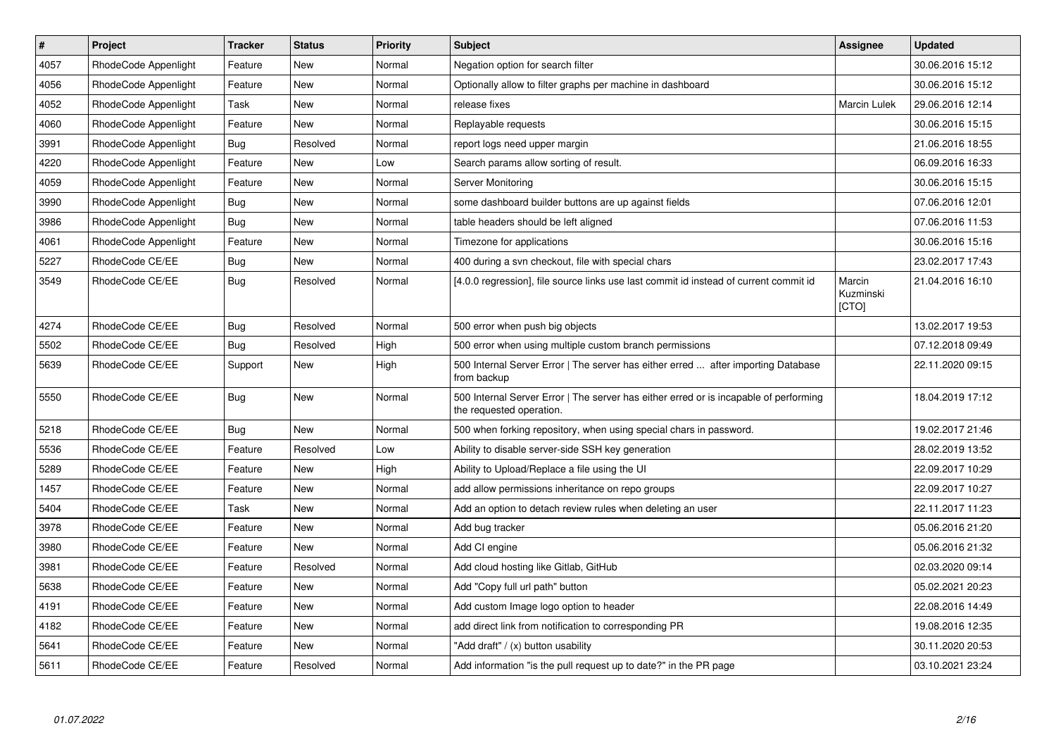| # | Project | Tracker | Status | Priority | Subject | Assignee | Updated |
|---|---|---|---|---|---|---|---|
| 4057 | RhodeCode Appenlight | Feature | New | Normal | Negation option for search filter | | 30.06.2016 15:12 |
| 4056 | RhodeCode Appenlight | Feature | New | Normal | Optionally allow to filter graphs per machine in dashboard | | 30.06.2016 15:12 |
| 4052 | RhodeCode Appenlight | Task | New | Normal | release fixes | Marcin Lulek | 29.06.2016 12:14 |
| 4060 | RhodeCode Appenlight | Feature | New | Normal | Replayable requests | | 30.06.2016 15:15 |
| 3991 | RhodeCode Appenlight | Bug | Resolved | Normal | report logs need upper margin | | 21.06.2016 18:55 |
| 4220 | RhodeCode Appenlight | Feature | New | Low | Search params allow sorting of result. | | 06.09.2016 16:33 |
| 4059 | RhodeCode Appenlight | Feature | New | Normal | Server Monitoring | | 30.06.2016 15:15 |
| 3990 | RhodeCode Appenlight | Bug | New | Normal | some dashboard builder buttons are up against fields | | 07.06.2016 12:01 |
| 3986 | RhodeCode Appenlight | Bug | New | Normal | table headers should be left aligned | | 07.06.2016 11:53 |
| 4061 | RhodeCode Appenlight | Feature | New | Normal | Timezone for applications | | 30.06.2016 15:16 |
| 5227 | RhodeCode CE/EE | Bug | New | Normal | 400 during a svn checkout, file with special chars | | 23.02.2017 17:43 |
| 3549 | RhodeCode CE/EE | Bug | Resolved | Normal | [4.0.0 regression], file source links use last commit id instead of current commit id | Marcin Kuzminski [CTO] | 21.04.2016 16:10 |
| 4274 | RhodeCode CE/EE | Bug | Resolved | Normal | 500 error when push big objects | | 13.02.2017 19:53 |
| 5502 | RhodeCode CE/EE | Bug | Resolved | High | 500 error when using multiple custom branch permissions | | 07.12.2018 09:49 |
| 5639 | RhodeCode CE/EE | Support | New | High | 500 Internal Server Error \| The server has either erred ... after importing Database from backup | | 22.11.2020 09:15 |
| 5550 | RhodeCode CE/EE | Bug | New | Normal | 500 Internal Server Error \| The server has either erred or is incapable of performing the requested operation. | | 18.04.2019 17:12 |
| 5218 | RhodeCode CE/EE | Bug | New | Normal | 500 when forking repository, when using special chars in password. | | 19.02.2017 21:46 |
| 5536 | RhodeCode CE/EE | Feature | Resolved | Low | Ability to disable server-side SSH key generation | | 28.02.2019 13:52 |
| 5289 | RhodeCode CE/EE | Feature | New | High | Ability to Upload/Replace a file using the UI | | 22.09.2017 10:29 |
| 1457 | RhodeCode CE/EE | Feature | New | Normal | add allow permissions inheritance on repo groups | | 22.09.2017 10:27 |
| 5404 | RhodeCode CE/EE | Task | New | Normal | Add an option to detach review rules when deleting an user | | 22.11.2017 11:23 |
| 3978 | RhodeCode CE/EE | Feature | New | Normal | Add bug tracker | | 05.06.2016 21:20 |
| 3980 | RhodeCode CE/EE | Feature | New | Normal | Add CI engine | | 05.06.2016 21:32 |
| 3981 | RhodeCode CE/EE | Feature | Resolved | Normal | Add cloud hosting like Gitlab, GitHub | | 02.03.2020 09:14 |
| 5638 | RhodeCode CE/EE | Feature | New | Normal | Add "Copy full url path" button | | 05.02.2021 20:23 |
| 4191 | RhodeCode CE/EE | Feature | New | Normal | Add custom Image logo option to header | | 22.08.2016 14:49 |
| 4182 | RhodeCode CE/EE | Feature | New | Normal | add direct link from notification to corresponding PR | | 19.08.2016 12:35 |
| 5641 | RhodeCode CE/EE | Feature | New | Normal | "Add draft" / (x) button usability | | 30.11.2020 20:53 |
| 5611 | RhodeCode CE/EE | Feature | Resolved | Normal | Add information "is the pull request up to date?" in the PR page | | 03.10.2021 23:24 |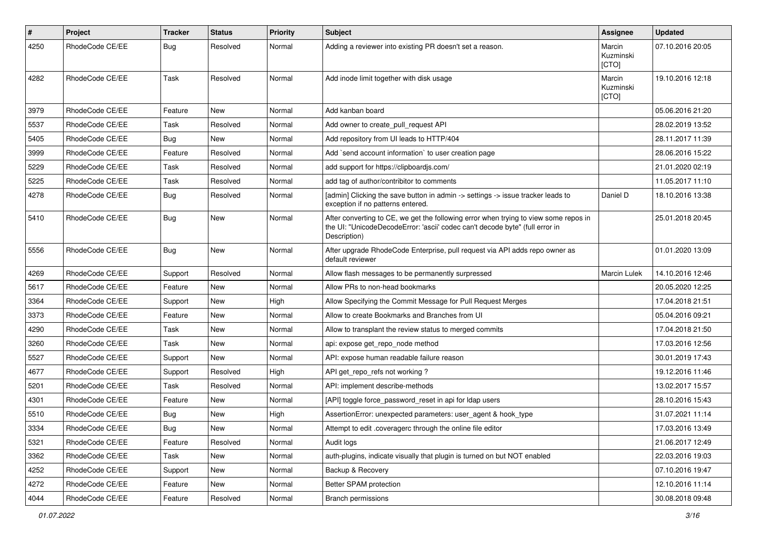| # | Project | Tracker | Status | Priority | Subject | Assignee | Updated |
|---|---|---|---|---|---|---|---|
| 4250 | RhodeCode CE/EE | Bug | Resolved | Normal | Adding a reviewer into existing PR doesn't set a reason. | Marcin Kuzminski [CTO] | 07.10.2016 20:05 |
| 4282 | RhodeCode CE/EE | Task | Resolved | Normal | Add inode limit together with disk usage | Marcin Kuzminski [CTO] | 19.10.2016 12:18 |
| 3979 | RhodeCode CE/EE | Feature | New | Normal | Add kanban board | | 05.06.2016 21:20 |
| 5537 | RhodeCode CE/EE | Task | Resolved | Normal | Add owner to create_pull_request API | | 28.02.2019 13:52 |
| 5405 | RhodeCode CE/EE | Bug | New | Normal | Add repository from UI leads to HTTP/404 | | 28.11.2017 11:39 |
| 3999 | RhodeCode CE/EE | Feature | Resolved | Normal | Add `send account information` to user creation page | | 28.06.2016 15:22 |
| 5229 | RhodeCode CE/EE | Task | Resolved | Normal | add support for https://clipboardjs.com/ | | 21.01.2020 02:19 |
| 5225 | RhodeCode CE/EE | Task | Resolved | Normal | add tag of author/contribitor to comments | | 11.05.2017 11:10 |
| 4278 | RhodeCode CE/EE | Bug | Resolved | Normal | [admin] Clicking the save button in admin -> settings -> issue tracker leads to exception if no patterns entered. | Daniel D | 18.10.2016 13:38 |
| 5410 | RhodeCode CE/EE | Bug | New | Normal | After converting to CE, we get the following error when trying to view some repos in the UI: "UnicodeDecodeError: 'ascii' codec can't decode byte" (full error in Description) | | 25.01.2018 20:45 |
| 5556 | RhodeCode CE/EE | Bug | New | Normal | After upgrade RhodeCode Enterprise, pull request via API adds repo owner as default reviewer | | 01.01.2020 13:09 |
| 4269 | RhodeCode CE/EE | Support | Resolved | Normal | Allow flash messages to be permanently surpressed | Marcin Lulek | 14.10.2016 12:46 |
| 5617 | RhodeCode CE/EE | Feature | New | Normal | Allow PRs to non-head bookmarks | | 20.05.2020 12:25 |
| 3364 | RhodeCode CE/EE | Support | New | High | Allow Specifying the Commit Message for Pull Request Merges | | 17.04.2018 21:51 |
| 3373 | RhodeCode CE/EE | Feature | New | Normal | Allow to create Bookmarks and Branches from UI | | 05.04.2016 09:21 |
| 4290 | RhodeCode CE/EE | Task | New | Normal | Allow to transplant the review status to merged commits | | 17.04.2018 21:50 |
| 3260 | RhodeCode CE/EE | Task | New | Normal | api: expose get_repo_node method | | 17.03.2016 12:56 |
| 5527 | RhodeCode CE/EE | Support | New | Normal | API: expose human readable failure reason | | 30.01.2019 17:43 |
| 4677 | RhodeCode CE/EE | Support | Resolved | High | API get_repo_refs not working ? | | 19.12.2016 11:46 |
| 5201 | RhodeCode CE/EE | Task | Resolved | Normal | API: implement describe-methods | | 13.02.2017 15:57 |
| 4301 | RhodeCode CE/EE | Feature | New | Normal | [API] toggle force_password_reset in api for ldap users | | 28.10.2016 15:43 |
| 5510 | RhodeCode CE/EE | Bug | New | High | AssertionError: unexpected parameters: user_agent & hook_type | | 31.07.2021 11:14 |
| 3334 | RhodeCode CE/EE | Bug | New | Normal | Attempt to edit .coveragerc through the online file editor | | 17.03.2016 13:49 |
| 5321 | RhodeCode CE/EE | Feature | Resolved | Normal | Audit logs | | 21.06.2017 12:49 |
| 3362 | RhodeCode CE/EE | Task | New | Normal | auth-plugins, indicate visually that plugin is turned on but NOT enabled | | 22.03.2016 19:03 |
| 4252 | RhodeCode CE/EE | Support | New | Normal | Backup & Recovery | | 07.10.2016 19:47 |
| 4272 | RhodeCode CE/EE | Feature | New | Normal | Better SPAM protection | | 12.10.2016 11:14 |
| 4044 | RhodeCode CE/EE | Feature | Resolved | Normal | Branch permissions | | 30.08.2018 09:48 |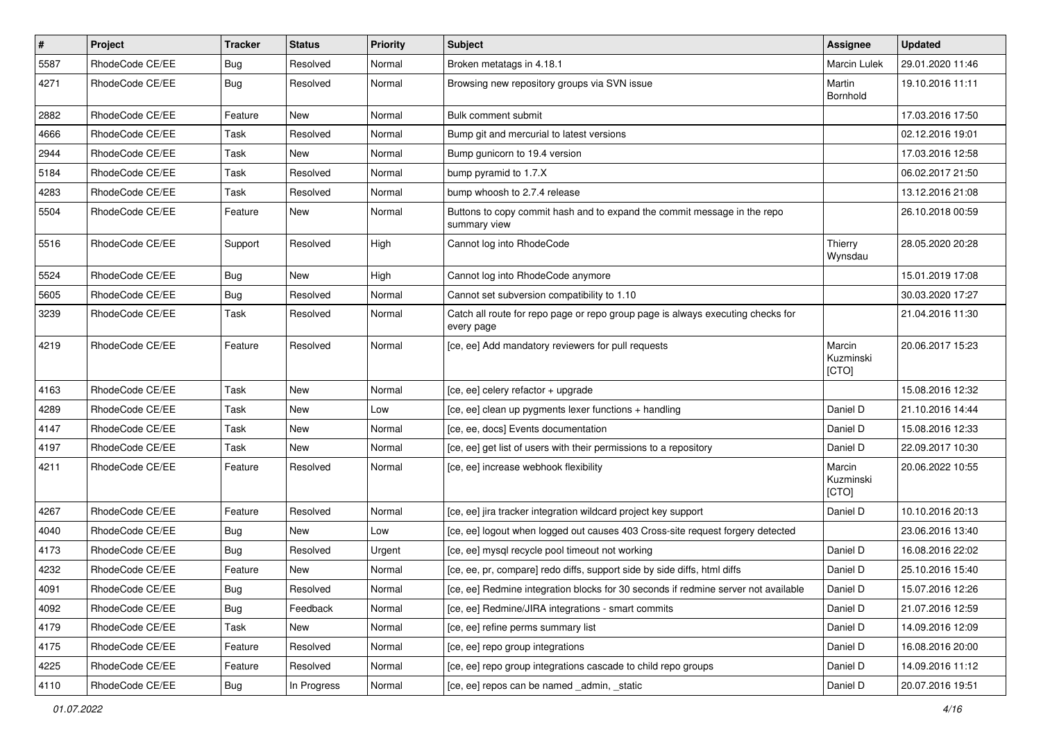| # | Project | Tracker | Status | Priority | Subject | Assignee | Updated |
|---|---|---|---|---|---|---|---|
| 5587 | RhodeCode CE/EE | Bug | Resolved | Normal | Broken metatags in 4.18.1 | Marcin Lulek | 29.01.2020 11:46 |
| 4271 | RhodeCode CE/EE | Bug | Resolved | Normal | Browsing new repository groups via SVN issue | Martin Bornhold | 19.10.2016 11:11 |
| 2882 | RhodeCode CE/EE | Feature | New | Normal | Bulk comment submit | | 17.03.2016 17:50 |
| 4666 | RhodeCode CE/EE | Task | Resolved | Normal | Bump git and mercurial to latest versions | | 02.12.2016 19:01 |
| 2944 | RhodeCode CE/EE | Task | New | Normal | Bump gunicorn to 19.4 version | | 17.03.2016 12:58 |
| 5184 | RhodeCode CE/EE | Task | Resolved | Normal | bump pyramid to 1.7.X | | 06.02.2017 21:50 |
| 4283 | RhodeCode CE/EE | Task | Resolved | Normal | bump whoosh to 2.7.4 release | | 13.12.2016 21:08 |
| 5504 | RhodeCode CE/EE | Feature | New | Normal | Buttons to copy commit hash and to expand the commit message in the repo summary view | | 26.10.2018 00:59 |
| 5516 | RhodeCode CE/EE | Support | Resolved | High | Cannot log into RhodeCode | Thierry Wynsdau | 28.05.2020 20:28 |
| 5524 | RhodeCode CE/EE | Bug | New | High | Cannot log into RhodeCode anymore | | 15.01.2019 17:08 |
| 5605 | RhodeCode CE/EE | Bug | Resolved | Normal | Cannot set subversion compatibility to 1.10 | | 30.03.2020 17:27 |
| 3239 | RhodeCode CE/EE | Task | Resolved | Normal | Catch all route for repo page or repo group page is always executing checks for every page | | 21.04.2016 11:30 |
| 4219 | RhodeCode CE/EE | Feature | Resolved | Normal | [ce, ee] Add mandatory reviewers for pull requests | Marcin Kuzminski [CTO] | 20.06.2017 15:23 |
| 4163 | RhodeCode CE/EE | Task | New | Normal | [ce, ee] celery refactor + upgrade | | 15.08.2016 12:32 |
| 4289 | RhodeCode CE/EE | Task | New | Low | [ce, ee] clean up pygments lexer functions + handling | Daniel D | 21.10.2016 14:44 |
| 4147 | RhodeCode CE/EE | Task | New | Normal | [ce, ee, docs] Events documentation | Daniel D | 15.08.2016 12:33 |
| 4197 | RhodeCode CE/EE | Task | New | Normal | [ce, ee] get list of users with their permissions to a repository | Daniel D | 22.09.2017 10:30 |
| 4211 | RhodeCode CE/EE | Feature | Resolved | Normal | [ce, ee] increase webhook flexibility | Marcin Kuzminski [CTO] | 20.06.2022 10:55 |
| 4267 | RhodeCode CE/EE | Feature | Resolved | Normal | [ce, ee] jira tracker integration wildcard project key support | Daniel D | 10.10.2016 20:13 |
| 4040 | RhodeCode CE/EE | Bug | New | Low | [ce, ee] logout when logged out causes 403 Cross-site request forgery detected | | 23.06.2016 13:40 |
| 4173 | RhodeCode CE/EE | Bug | Resolved | Urgent | [ce, ee] mysql recycle pool timeout not working | Daniel D | 16.08.2016 22:02 |
| 4232 | RhodeCode CE/EE | Feature | New | Normal | [ce, ee, pr, compare] redo diffs, support side by side diffs, html diffs | Daniel D | 25.10.2016 15:40 |
| 4091 | RhodeCode CE/EE | Bug | Resolved | Normal | [ce, ee] Redmine integration blocks for 30 seconds if redmine server not available | Daniel D | 15.07.2016 12:26 |
| 4092 | RhodeCode CE/EE | Bug | Feedback | Normal | [ce, ee] Redmine/JIRA integrations - smart commits | Daniel D | 21.07.2016 12:59 |
| 4179 | RhodeCode CE/EE | Task | New | Normal | [ce, ee] refine perms summary list | Daniel D | 14.09.2016 12:09 |
| 4175 | RhodeCode CE/EE | Feature | Resolved | Normal | [ce, ee] repo group integrations | Daniel D | 16.08.2016 20:00 |
| 4225 | RhodeCode CE/EE | Feature | Resolved | Normal | [ce, ee] repo group integrations cascade to child repo groups | Daniel D | 14.09.2016 11:12 |
| 4110 | RhodeCode CE/EE | Bug | In Progress | Normal | [ce, ee] repos can be named _admin, _static | Daniel D | 20.07.2016 19:51 |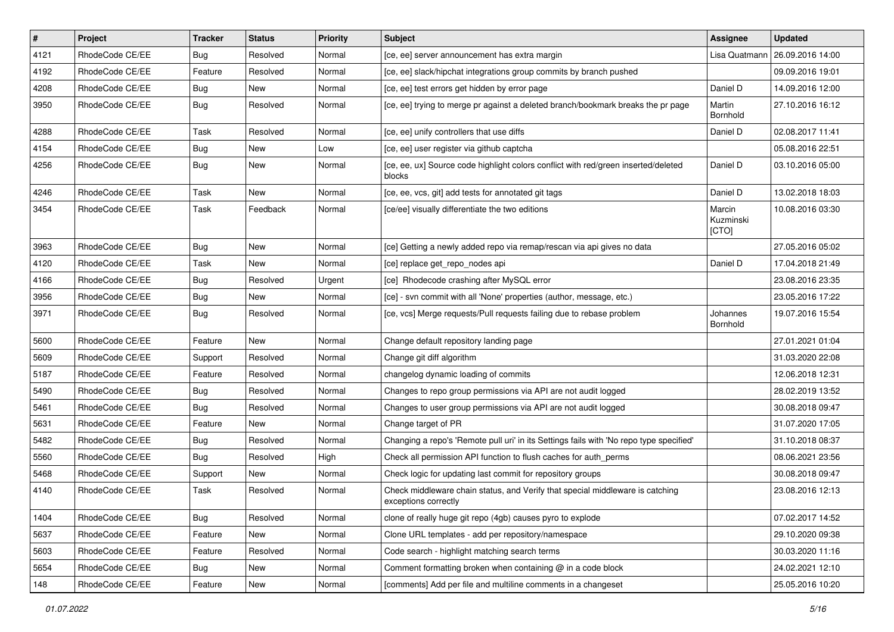| # | Project | Tracker | Status | Priority | Subject | Assignee | Updated |
|---|---|---|---|---|---|---|---|
| 4121 | RhodeCode CE/EE | Bug | Resolved | Normal | [ce, ee] server announcement has extra margin | Lisa Quatmann | 26.09.2016 14:00 |
| 4192 | RhodeCode CE/EE | Feature | Resolved | Normal | [ce, ee] slack/hipchat integrations group commits by branch pushed | | 09.09.2016 19:01 |
| 4208 | RhodeCode CE/EE | Bug | New | Normal | [ce, ee] test errors get hidden by error page | Daniel D | 14.09.2016 12:00 |
| 3950 | RhodeCode CE/EE | Bug | Resolved | Normal | [ce, ee] trying to merge pr against a deleted branch/bookmark breaks the pr page | Martin Bornhold | 27.10.2016 16:12 |
| 4288 | RhodeCode CE/EE | Task | Resolved | Normal | [ce, ee] unify controllers that use diffs | Daniel D | 02.08.2017 11:41 |
| 4154 | RhodeCode CE/EE | Bug | New | Low | [ce, ee] user register via github captcha | | 05.08.2016 22:51 |
| 4256 | RhodeCode CE/EE | Bug | New | Normal | [ce, ee, ux] Source code highlight colors conflict with red/green inserted/deleted blocks | Daniel D | 03.10.2016 05:00 |
| 4246 | RhodeCode CE/EE | Task | New | Normal | [ce, ee, vcs, git] add tests for annotated git tags | Daniel D | 13.02.2018 18:03 |
| 3454 | RhodeCode CE/EE | Task | Feedback | Normal | [ce/ee] visually differentiate the two editions | Marcin Kuzminski [CTO] | 10.08.2016 03:30 |
| 3963 | RhodeCode CE/EE | Bug | New | Normal | [ce] Getting a newly added repo via remap/rescan via api gives no data | | 27.05.2016 05:02 |
| 4120 | RhodeCode CE/EE | Task | New | Normal | [ce] replace get_repo_nodes api | Daniel D | 17.04.2018 21:49 |
| 4166 | RhodeCode CE/EE | Bug | Resolved | Urgent | [ce] Rhodecode crashing after MySQL error | | 23.08.2016 23:35 |
| 3956 | RhodeCode CE/EE | Bug | New | Normal | [ce] - svn commit with all 'None' properties (author, message, etc.) | | 23.05.2016 17:22 |
| 3971 | RhodeCode CE/EE | Bug | Resolved | Normal | [ce, vcs] Merge requests/Pull requests failing due to rebase problem | Johannes Bornhold | 19.07.2016 15:54 |
| 5600 | RhodeCode CE/EE | Feature | New | Normal | Change default repository landing page | | 27.01.2021 01:04 |
| 5609 | RhodeCode CE/EE | Support | Resolved | Normal | Change git diff algorithm | | 31.03.2020 22:08 |
| 5187 | RhodeCode CE/EE | Feature | Resolved | Normal | changelog dynamic loading of commits | | 12.06.2018 12:31 |
| 5490 | RhodeCode CE/EE | Bug | Resolved | Normal | Changes to repo group permissions via API are not audit logged | | 28.02.2019 13:52 |
| 5461 | RhodeCode CE/EE | Bug | Resolved | Normal | Changes to user group permissions via API are not audit logged | | 30.08.2018 09:47 |
| 5631 | RhodeCode CE/EE | Feature | New | Normal | Change target of PR | | 31.07.2020 17:05 |
| 5482 | RhodeCode CE/EE | Bug | Resolved | Normal | Changing a repo's 'Remote pull uri' in its Settings fails with 'No repo type specified' | | 31.10.2018 08:37 |
| 5560 | RhodeCode CE/EE | Bug | Resolved | High | Check all permission API function to flush caches for auth_perms | | 08.06.2021 23:56 |
| 5468 | RhodeCode CE/EE | Support | New | Normal | Check logic for updating last commit for repository groups | | 30.08.2018 09:47 |
| 4140 | RhodeCode CE/EE | Task | Resolved | Normal | Check middleware chain status, and Verify that special middleware is catching exceptions correctly | | 23.08.2016 12:13 |
| 1404 | RhodeCode CE/EE | Bug | Resolved | Normal | clone of really huge git repo (4gb) causes pyro to explode | | 07.02.2017 14:52 |
| 5637 | RhodeCode CE/EE | Feature | New | Normal | Clone URL templates - add per repository/namespace | | 29.10.2020 09:38 |
| 5603 | RhodeCode CE/EE | Feature | Resolved | Normal | Code search - highlight matching search terms | | 30.03.2020 11:16 |
| 5654 | RhodeCode CE/EE | Bug | New | Normal | Comment formatting broken when containing @ in a code block | | 24.02.2021 12:10 |
| 148 | RhodeCode CE/EE | Feature | New | Normal | [comments] Add per file and multiline comments in a changeset | | 25.05.2016 10:20 |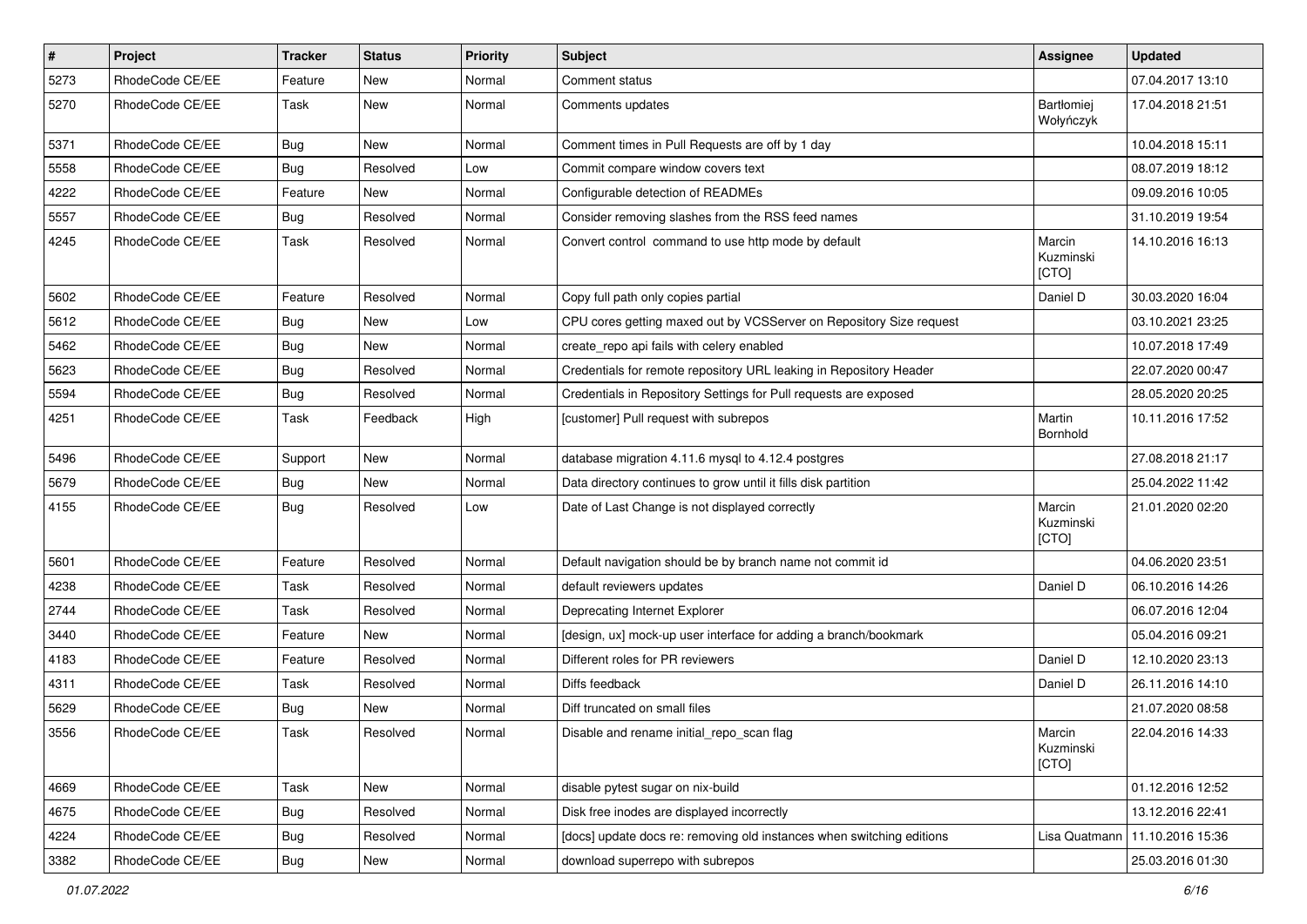| # | Project | Tracker | Status | Priority | Subject | Assignee | Updated |
|---|---|---|---|---|---|---|---|
| 5273 | RhodeCode CE/EE | Feature | New | Normal | Comment status | | 07.04.2017 13:10 |
| 5270 | RhodeCode CE/EE | Task | New | Normal | Comments updates | Bartłomiej Wołyńczyk | 17.04.2018 21:51 |
| 5371 | RhodeCode CE/EE | Bug | New | Normal | Comment times in Pull Requests are off by 1 day | | 10.04.2018 15:11 |
| 5558 | RhodeCode CE/EE | Bug | Resolved | Low | Commit compare window covers text | | 08.07.2019 18:12 |
| 4222 | RhodeCode CE/EE | Feature | New | Normal | Configurable detection of READMEs | | 09.09.2016 10:05 |
| 5557 | RhodeCode CE/EE | Bug | Resolved | Normal | Consider removing slashes from the RSS feed names | | 31.10.2019 19:54 |
| 4245 | RhodeCode CE/EE | Task | Resolved | Normal | Convert control  command to use http mode by default | Marcin Kuzminski [CTO] | 14.10.2016 16:13 |
| 5602 | RhodeCode CE/EE | Feature | Resolved | Normal | Copy full path only copies partial | Daniel D | 30.03.2020 16:04 |
| 5612 | RhodeCode CE/EE | Bug | New | Low | CPU cores getting maxed out by VCSServer on Repository Size request | | 03.10.2021 23:25 |
| 5462 | RhodeCode CE/EE | Bug | New | Normal | create_repo api fails with celery enabled | | 10.07.2018 17:49 |
| 5623 | RhodeCode CE/EE | Bug | Resolved | Normal | Credentials for remote repository URL leaking in Repository Header | | 22.07.2020 00:47 |
| 5594 | RhodeCode CE/EE | Bug | Resolved | Normal | Credentials in Repository Settings for Pull requests are exposed | | 28.05.2020 20:25 |
| 4251 | RhodeCode CE/EE | Task | Feedback | High | [customer] Pull request with subrepos | Martin Bornhold | 10.11.2016 17:52 |
| 5496 | RhodeCode CE/EE | Support | New | Normal | database migration 4.11.6 mysql to 4.12.4 postgres | | 27.08.2018 21:17 |
| 5679 | RhodeCode CE/EE | Bug | New | Normal | Data directory continues to grow until it fills disk partition | | 25.04.2022 11:42 |
| 4155 | RhodeCode CE/EE | Bug | Resolved | Low | Date of Last Change is not displayed correctly | Marcin Kuzminski [CTO] | 21.01.2020 02:20 |
| 5601 | RhodeCode CE/EE | Feature | Resolved | Normal | Default navigation should be by branch name not commit id | | 04.06.2020 23:51 |
| 4238 | RhodeCode CE/EE | Task | Resolved | Normal | default reviewers updates | Daniel D | 06.10.2016 14:26 |
| 2744 | RhodeCode CE/EE | Task | Resolved | Normal | Deprecating Internet Explorer | | 06.07.2016 12:04 |
| 3440 | RhodeCode CE/EE | Feature | New | Normal | [design, ux] mock-up user interface for adding a branch/bookmark | | 05.04.2016 09:21 |
| 4183 | RhodeCode CE/EE | Feature | Resolved | Normal | Different roles for PR reviewers | Daniel D | 12.10.2020 23:13 |
| 4311 | RhodeCode CE/EE | Task | Resolved | Normal | Diffs feedback | Daniel D | 26.11.2016 14:10 |
| 5629 | RhodeCode CE/EE | Bug | New | Normal | Diff truncated on small files | | 21.07.2020 08:58 |
| 3556 | RhodeCode CE/EE | Task | Resolved | Normal | Disable and rename initial_repo_scan flag | Marcin Kuzminski [CTO] | 22.04.2016 14:33 |
| 4669 | RhodeCode CE/EE | Task | New | Normal | disable pytest sugar on nix-build | | 01.12.2016 12:52 |
| 4675 | RhodeCode CE/EE | Bug | Resolved | Normal | Disk free inodes are displayed incorrectly | | 13.12.2016 22:41 |
| 4224 | RhodeCode CE/EE | Bug | Resolved | Normal | [docs] update docs re: removing old instances when switching editions | Lisa Quatmann | 11.10.2016 15:36 |
| 3382 | RhodeCode CE/EE | Bug | New | Normal | download superrepo with subrepos | | 25.03.2016 01:30 |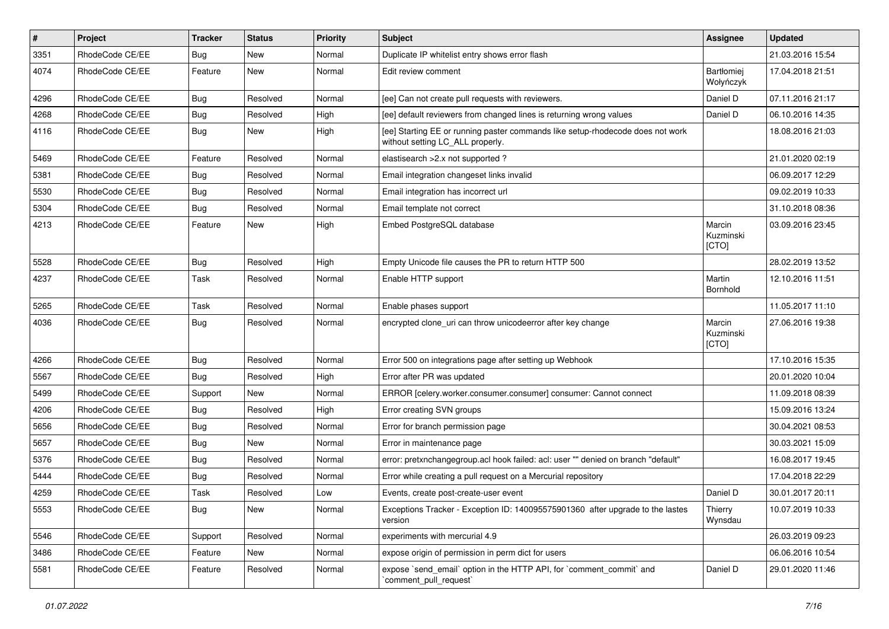| # | Project | Tracker | Status | Priority | Subject | Assignee | Updated |
|---|---|---|---|---|---|---|---|
| 3351 | RhodeCode CE/EE | Bug | New | Normal | Duplicate IP whitelist entry shows error flash | | 21.03.2016 15:54 |
| 4074 | RhodeCode CE/EE | Feature | New | Normal | Edit review comment | Bartłomiej Wołyńczyk | 17.04.2018 21:51 |
| 4296 | RhodeCode CE/EE | Bug | Resolved | Normal | [ee] Can not create pull requests with reviewers. | Daniel D | 07.11.2016 21:17 |
| 4268 | RhodeCode CE/EE | Bug | Resolved | High | [ee] default reviewers from changed lines is returning wrong values | Daniel D | 06.10.2016 14:35 |
| 4116 | RhodeCode CE/EE | Bug | New | High | [ee] Starting EE or running paster commands like setup-rhodecode does not work without setting LC_ALL properly. | | 18.08.2016 21:03 |
| 5469 | RhodeCode CE/EE | Feature | Resolved | Normal | elastisearch >2.x not supported ? | | 21.01.2020 02:19 |
| 5381 | RhodeCode CE/EE | Bug | Resolved | Normal | Email integration changeset links invalid | | 06.09.2017 12:29 |
| 5530 | RhodeCode CE/EE | Bug | Resolved | Normal | Email integration has incorrect url | | 09.02.2019 10:33 |
| 5304 | RhodeCode CE/EE | Bug | Resolved | Normal | Email template not correct | | 31.10.2018 08:36 |
| 4213 | RhodeCode CE/EE | Feature | New | High | Embed PostgreSQL database | Marcin Kuzminski [CTO] | 03.09.2016 23:45 |
| 5528 | RhodeCode CE/EE | Bug | Resolved | High | Empty Unicode file causes the PR to return HTTP 500 | | 28.02.2019 13:52 |
| 4237 | RhodeCode CE/EE | Task | Resolved | Normal | Enable HTTP support | Martin Bornhold | 12.10.2016 11:51 |
| 5265 | RhodeCode CE/EE | Task | Resolved | Normal | Enable phases support | | 11.05.2017 11:10 |
| 4036 | RhodeCode CE/EE | Bug | Resolved | Normal | encrypted clone_uri can throw unicodeerror after key change | Marcin Kuzminski [CTO] | 27.06.2016 19:38 |
| 4266 | RhodeCode CE/EE | Bug | Resolved | Normal | Error 500 on integrations page after setting up Webhook | | 17.10.2016 15:35 |
| 5567 | RhodeCode CE/EE | Bug | Resolved | High | Error after PR was updated | | 20.01.2020 10:04 |
| 5499 | RhodeCode CE/EE | Support | New | Normal | ERROR [celery.worker.consumer.consumer] consumer: Cannot connect | | 11.09.2018 08:39 |
| 4206 | RhodeCode CE/EE | Bug | Resolved | High | Error creating SVN groups | | 15.09.2016 13:24 |
| 5656 | RhodeCode CE/EE | Bug | Resolved | Normal | Error for branch permission page | | 30.04.2021 08:53 |
| 5657 | RhodeCode CE/EE | Bug | New | Normal | Error in maintenance page | | 30.03.2021 15:09 |
| 5376 | RhodeCode CE/EE | Bug | Resolved | Normal | error: pretxnchangegroup.acl hook failed: acl: user "" denied on branch "default" | | 16.08.2017 19:45 |
| 5444 | RhodeCode CE/EE | Bug | Resolved | Normal | Error while creating a pull request on a Mercurial repository | | 17.04.2018 22:29 |
| 4259 | RhodeCode CE/EE | Task | Resolved | Low | Events, create post-create-user event | Daniel D | 30.01.2017 20:11 |
| 5553 | RhodeCode CE/EE | Bug | New | Normal | Exceptions Tracker - Exception ID: 140095575901360 after upgrade to the lastes version | Thierry Wynsdau | 10.07.2019 10:33 |
| 5546 | RhodeCode CE/EE | Support | Resolved | Normal | experiments with mercurial 4.9 | | 26.03.2019 09:23 |
| 3486 | RhodeCode CE/EE | Feature | New | Normal | expose origin of permission in perm dict for users | | 06.06.2016 10:54 |
| 5581 | RhodeCode CE/EE | Feature | Resolved | Normal | expose `send_email` option in the HTTP API, for `comment_commit` and `comment_pull_request` | Daniel D | 29.01.2020 11:46 |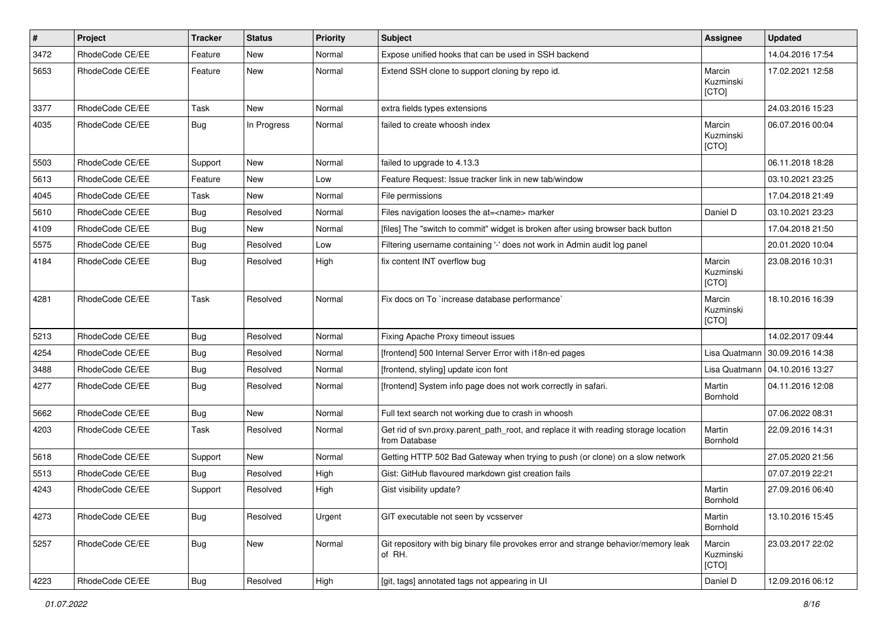| # | Project | Tracker | Status | Priority | Subject | Assignee | Updated |
| --- | --- | --- | --- | --- | --- | --- | --- |
| 3472 | RhodeCode CE/EE | Feature | New | Normal | Expose unified hooks that can be used in SSH backend | | 14.04.2016 17:54 |
| 5653 | RhodeCode CE/EE | Feature | New | Normal | Extend SSH clone to support cloning by repo id. | Marcin Kuzminski [CTO] | 17.02.2021 12:58 |
| 3377 | RhodeCode CE/EE | Task | New | Normal | extra fields types extensions | | 24.03.2016 15:23 |
| 4035 | RhodeCode CE/EE | Bug | In Progress | Normal | failed to create whoosh index | Marcin Kuzminski [CTO] | 06.07.2016 00:04 |
| 5503 | RhodeCode CE/EE | Support | New | Normal | failed to upgrade to 4.13.3 | | 06.11.2018 18:28 |
| 5613 | RhodeCode CE/EE | Feature | New | Low | Feature Request: Issue tracker link in new tab/window | | 03.10.2021 23:25 |
| 4045 | RhodeCode CE/EE | Task | New | Normal | File permissions | | 17.04.2018 21:49 |
| 5610 | RhodeCode CE/EE | Bug | Resolved | Normal | Files navigation looses the at=<name> marker | Daniel D | 03.10.2021 23:23 |
| 4109 | RhodeCode CE/EE | Bug | New | Normal | [files] The "switch to commit" widget is broken after using browser back button | | 17.04.2018 21:50 |
| 5575 | RhodeCode CE/EE | Bug | Resolved | Low | Filtering username containing '-' does not work in Admin audit log panel | | 20.01.2020 10:04 |
| 4184 | RhodeCode CE/EE | Bug | Resolved | High | fix content INT overflow bug | Marcin Kuzminski [CTO] | 23.08.2016 10:31 |
| 4281 | RhodeCode CE/EE | Task | Resolved | Normal | Fix docs on To `increase database performance` | Marcin Kuzminski [CTO] | 18.10.2016 16:39 |
| 5213 | RhodeCode CE/EE | Bug | Resolved | Normal | Fixing Apache Proxy timeout issues | | 14.02.2017 09:44 |
| 4254 | RhodeCode CE/EE | Bug | Resolved | Normal | [frontend] 500 Internal Server Error with i18n-ed pages | Lisa Quatmann | 30.09.2016 14:38 |
| 3488 | RhodeCode CE/EE | Bug | Resolved | Normal | [frontend, styling] update icon font | Lisa Quatmann | 04.10.2016 13:27 |
| 4277 | RhodeCode CE/EE | Bug | Resolved | Normal | [frontend] System info page does not work correctly in safari. | Martin Bornhold | 04.11.2016 12:08 |
| 5662 | RhodeCode CE/EE | Bug | New | Normal | Full text search not working due to crash in whoosh | | 07.06.2022 08:31 |
| 4203 | RhodeCode CE/EE | Task | Resolved | Normal | Get rid of svn.proxy.parent_path_root, and replace it with reading storage location from Database | Martin Bornhold | 22.09.2016 14:31 |
| 5618 | RhodeCode CE/EE | Support | New | Normal | Getting HTTP 502 Bad Gateway when trying to push (or clone) on a slow network | | 27.05.2020 21:56 |
| 5513 | RhodeCode CE/EE | Bug | Resolved | High | Gist: GitHub flavoured markdown gist creation fails | | 07.07.2019 22:21 |
| 4243 | RhodeCode CE/EE | Support | Resolved | High | Gist visibility update? | Martin Bornhold | 27.09.2016 06:40 |
| 4273 | RhodeCode CE/EE | Bug | Resolved | Urgent | GIT executable not seen by vcsserver | Martin Bornhold | 13.10.2016 15:45 |
| 5257 | RhodeCode CE/EE | Bug | New | Normal | Git repository with big binary file provokes error and strange behavior/memory leak of RH. | Marcin Kuzminski [CTO] | 23.03.2017 22:02 |
| 4223 | RhodeCode CE/EE | Bug | Resolved | High | [git, tags] annotated tags not appearing in UI | Daniel D | 12.09.2016 06:12 |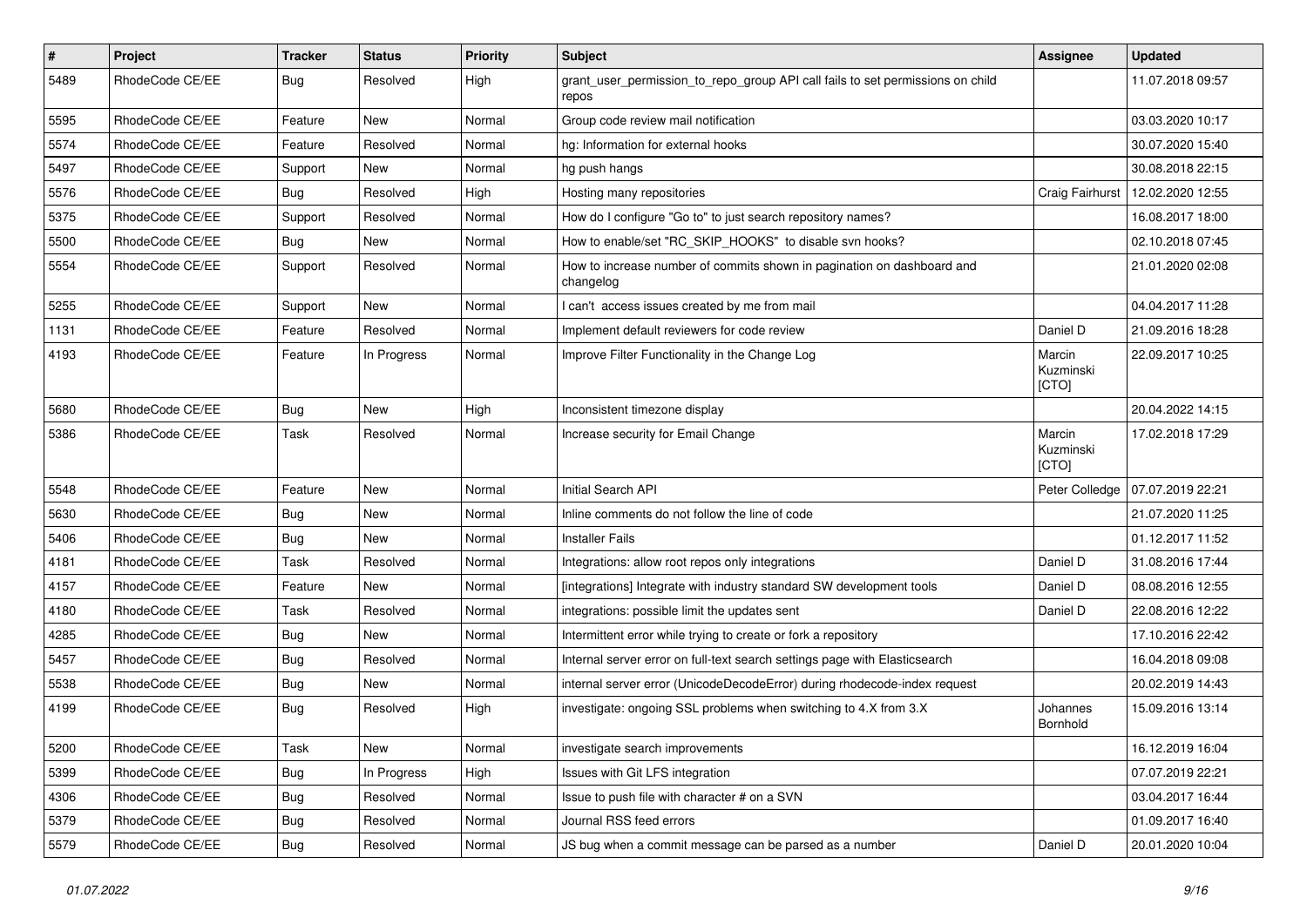| # | Project | Tracker | Status | Priority | Subject | Assignee | Updated |
|---|---|---|---|---|---|---|---|
| 5489 | RhodeCode CE/EE | Bug | Resolved | High | grant_user_permission_to_repo_group API call fails to set permissions on child repos | | 11.07.2018 09:57 |
| 5595 | RhodeCode CE/EE | Feature | New | Normal | Group code review mail notification | | 03.03.2020 10:17 |
| 5574 | RhodeCode CE/EE | Feature | Resolved | Normal | hg: Information for external hooks | | 30.07.2020 15:40 |
| 5497 | RhodeCode CE/EE | Support | New | Normal | hg push hangs | | 30.08.2018 22:15 |
| 5576 | RhodeCode CE/EE | Bug | Resolved | High | Hosting many repositories | Craig Fairhurst | 12.02.2020 12:55 |
| 5375 | RhodeCode CE/EE | Support | Resolved | Normal | How do I configure "Go to" to just search repository names? | | 16.08.2017 18:00 |
| 5500 | RhodeCode CE/EE | Bug | New | Normal | How to enable/set "RC_SKIP_HOOKS" to disable svn hooks? | | 02.10.2018 07:45 |
| 5554 | RhodeCode CE/EE | Support | Resolved | Normal | How to increase number of commits shown in pagination on dashboard and changelog | | 21.01.2020 02:08 |
| 5255 | RhodeCode CE/EE | Support | New | Normal | I can't access issues created by me from mail | | 04.04.2017 11:28 |
| 1131 | RhodeCode CE/EE | Feature | Resolved | Normal | Implement default reviewers for code review | Daniel D | 21.09.2016 18:28 |
| 4193 | RhodeCode CE/EE | Feature | In Progress | Normal | Improve Filter Functionality in the Change Log | Marcin Kuzminski [CTO] | 22.09.2017 10:25 |
| 5680 | RhodeCode CE/EE | Bug | New | High | Inconsistent timezone display | | 20.04.2022 14:15 |
| 5386 | RhodeCode CE/EE | Task | Resolved | Normal | Increase security for Email Change | Marcin Kuzminski [CTO] | 17.02.2018 17:29 |
| 5548 | RhodeCode CE/EE | Feature | New | Normal | Initial Search API | Peter Colledge | 07.07.2019 22:21 |
| 5630 | RhodeCode CE/EE | Bug | New | Normal | Inline comments do not follow the line of code | | 21.07.2020 11:25 |
| 5406 | RhodeCode CE/EE | Bug | New | Normal | Installer Fails | | 01.12.2017 11:52 |
| 4181 | RhodeCode CE/EE | Task | Resolved | Normal | Integrations: allow root repos only integrations | Daniel D | 31.08.2016 17:44 |
| 4157 | RhodeCode CE/EE | Feature | New | Normal | [integrations] Integrate with industry standard SW development tools | Daniel D | 08.08.2016 12:55 |
| 4180 | RhodeCode CE/EE | Task | Resolved | Normal | integrations: possible limit the updates sent | Daniel D | 22.08.2016 12:22 |
| 4285 | RhodeCode CE/EE | Bug | New | Normal | Intermittent error while trying to create or fork a repository | | 17.10.2016 22:42 |
| 5457 | RhodeCode CE/EE | Bug | Resolved | Normal | Internal server error on full-text search settings page with Elasticsearch | | 16.04.2018 09:08 |
| 5538 | RhodeCode CE/EE | Bug | New | Normal | internal server error (UnicodeDecodeError) during rhodecode-index request | | 20.02.2019 14:43 |
| 4199 | RhodeCode CE/EE | Bug | Resolved | High | investigate: ongoing SSL problems when switching to 4.X from 3.X | Johannes Bornhold | 15.09.2016 13:14 |
| 5200 | RhodeCode CE/EE | Task | New | Normal | investigate search improvements | | 16.12.2019 16:04 |
| 5399 | RhodeCode CE/EE | Bug | In Progress | High | Issues with Git LFS integration | | 07.07.2019 22:21 |
| 4306 | RhodeCode CE/EE | Bug | Resolved | Normal | Issue to push file with character # on a SVN | | 03.04.2017 16:44 |
| 5379 | RhodeCode CE/EE | Bug | Resolved | Normal | Journal RSS feed errors | | 01.09.2017 16:40 |
| 5579 | RhodeCode CE/EE | Bug | Resolved | Normal | JS bug when a commit message can be parsed as a number | Daniel D | 20.01.2020 10:04 |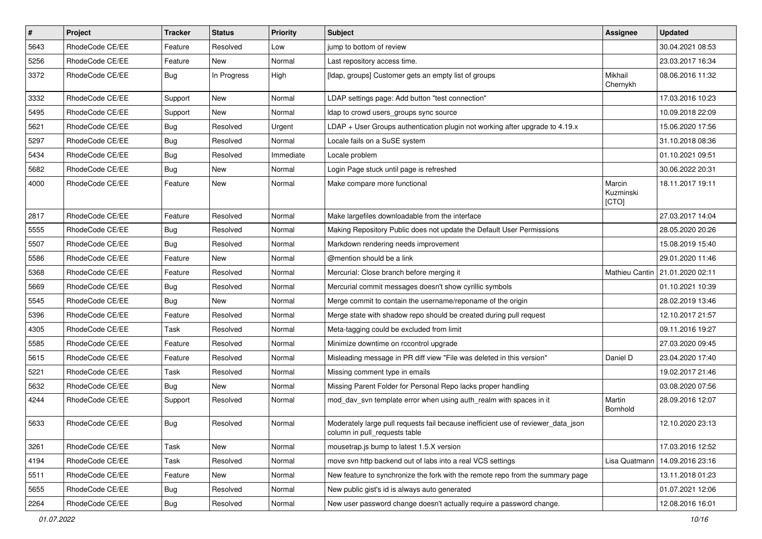| # | Project | Tracker | Status | Priority | Subject | Assignee | Updated |
|---|---|---|---|---|---|---|---|
| 5643 | RhodeCode CE/EE | Feature | Resolved | Low | jump to bottom of review | | 30.04.2021 08:53 |
| 5256 | RhodeCode CE/EE | Feature | New | Normal | Last repository access time. | | 23.03.2017 16:34 |
| 3372 | RhodeCode CE/EE | Bug | In Progress | High | [ldap, groups] Customer gets an empty list of groups | Mikhail Chernykh | 08.06.2016 11:32 |
| 3332 | RhodeCode CE/EE | Support | New | Normal | LDAP settings page: Add button "test connection" | | 17.03.2016 10:23 |
| 5495 | RhodeCode CE/EE | Support | New | Normal | ldap to crowd users_groups sync source | | 10.09.2018 22:09 |
| 5621 | RhodeCode CE/EE | Bug | Resolved | Urgent | LDAP + User Groups authentication plugin not working after upgrade to 4.19.x | | 15.06.2020 17:56 |
| 5297 | RhodeCode CE/EE | Bug | Resolved | Normal | Locale fails on a SuSE system | | 31.10.2018 08:36 |
| 5434 | RhodeCode CE/EE | Bug | Resolved | Immediate | Locale problem | | 01.10.2021 09:51 |
| 5682 | RhodeCode CE/EE | Bug | New | Normal | Login Page stuck until page is refreshed | | 30.06.2022 20:31 |
| 4000 | RhodeCode CE/EE | Feature | New | Normal | Make compare more functional | Marcin Kuzminski [CTO] | 18.11.2017 19:11 |
| 2817 | RhodeCode CE/EE | Feature | Resolved | Normal | Make largefiles downloadable from the interface | | 27.03.2017 14:04 |
| 5555 | RhodeCode CE/EE | Bug | Resolved | Normal | Making Repository Public does not update the Default User Permissions | | 28.05.2020 20:26 |
| 5507 | RhodeCode CE/EE | Bug | Resolved | Normal | Markdown rendering needs improvement | | 15.08.2019 15:40 |
| 5586 | RhodeCode CE/EE | Feature | New | Normal | @mention should be a link | | 29.01.2020 11:46 |
| 5368 | RhodeCode CE/EE | Feature | Resolved | Normal | Mercurial: Close branch before merging it | Mathieu Cantin | 21.01.2020 02:11 |
| 5669 | RhodeCode CE/EE | Bug | Resolved | Normal | Mercurial commit messages doesn't show cyrillic symbols | | 01.10.2021 10:39 |
| 5545 | RhodeCode CE/EE | Bug | New | Normal | Merge commit to contain the username/reponame of the origin | | 28.02.2019 13:46 |
| 5396 | RhodeCode CE/EE | Feature | Resolved | Normal | Merge state with shadow repo should be created during pull request | | 12.10.2017 21:57 |
| 4305 | RhodeCode CE/EE | Task | Resolved | Normal | Meta-tagging could be excluded from limit | | 09.11.2016 19:27 |
| 5585 | RhodeCode CE/EE | Feature | Resolved | Normal | Minimize downtime on rccontrol upgrade | | 27.03.2020 09:45 |
| 5615 | RhodeCode CE/EE | Feature | Resolved | Normal | Misleading message in PR diff view "File was deleted in this version" | Daniel D | 23.04.2020 17:40 |
| 5221 | RhodeCode CE/EE | Task | Resolved | Normal | Missing comment type in emails | | 19.02.2017 21:46 |
| 5632 | RhodeCode CE/EE | Bug | New | Normal | Missing Parent Folder for Personal Repo lacks proper handling | | 03.08.2020 07:56 |
| 4244 | RhodeCode CE/EE | Support | Resolved | Normal | mod_dav_svn template error when using auth_realm with spaces in it | Martin Bornhold | 28.09.2016 12:07 |
| 5633 | RhodeCode CE/EE | Bug | Resolved | Normal | Moderately large pull requests fail because inefficient use of reviewer_data_json column in pull_requests table | | 12.10.2020 23:13 |
| 3261 | RhodeCode CE/EE | Task | New | Normal | mousetrap.js bump to latest 1.5.X version | | 17.03.2016 12:52 |
| 4194 | RhodeCode CE/EE | Task | Resolved | Normal | move svn http backend out of labs into a real VCS settings | Lisa Quatmann | 14.09.2016 23:16 |
| 5511 | RhodeCode CE/EE | Feature | New | Normal | New feature to synchronize the fork with the remote repo from the summary page | | 13.11.2018 01:23 |
| 5655 | RhodeCode CE/EE | Bug | Resolved | Normal | New public gist's id is always auto generated | | 01.07.2021 12:06 |
| 2264 | RhodeCode CE/EE | Bug | Resolved | Normal | New user password change doesn't actually require a password change. | | 12.08.2016 16:01 |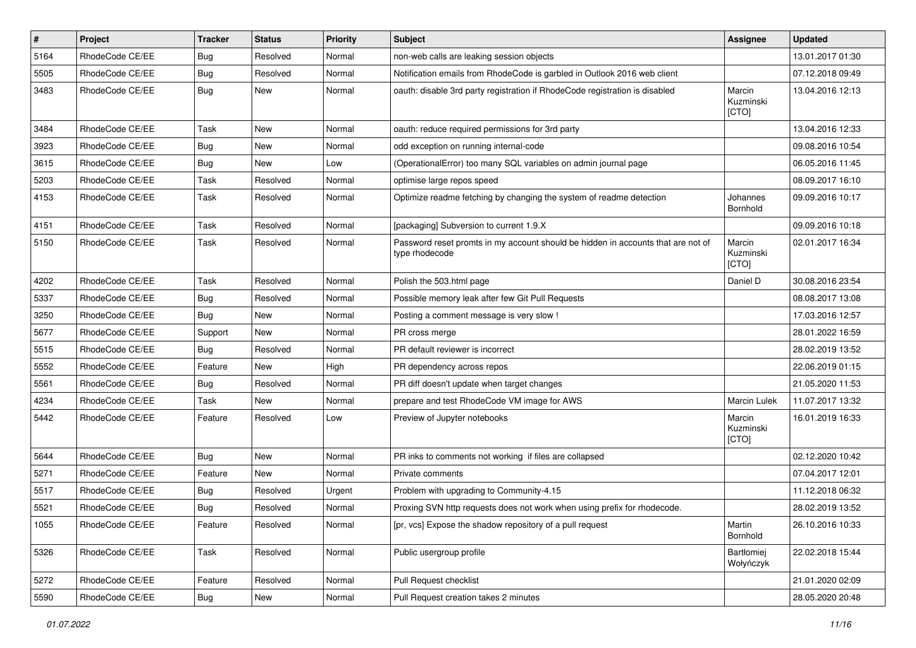| # | Project | Tracker | Status | Priority | Subject | Assignee | Updated |
|---|---|---|---|---|---|---|---|
| 5164 | RhodeCode CE/EE | Bug | Resolved | Normal | non-web calls are leaking session objects | | 13.01.2017 01:30 |
| 5505 | RhodeCode CE/EE | Bug | Resolved | Normal | Notification emails from RhodeCode is garbled in Outlook 2016 web client | | 07.12.2018 09:49 |
| 3483 | RhodeCode CE/EE | Bug | New | Normal | oauth: disable 3rd party registration if RhodeCode registration is disabled | Marcin Kuzminski [CTO] | 13.04.2016 12:13 |
| 3484 | RhodeCode CE/EE | Task | New | Normal | oauth: reduce required permissions for 3rd party | | 13.04.2016 12:33 |
| 3923 | RhodeCode CE/EE | Bug | New | Normal | odd exception on running internal-code | | 09.08.2016 10:54 |
| 3615 | RhodeCode CE/EE | Bug | New | Low | (OperationalError) too many SQL variables on admin journal page | | 06.05.2016 11:45 |
| 5203 | RhodeCode CE/EE | Task | Resolved | Normal | optimise large repos speed | | 08.09.2017 16:10 |
| 4153 | RhodeCode CE/EE | Task | Resolved | Normal | Optimize readme fetching by changing the system of readme detection | Johannes Bornhold | 09.09.2016 10:17 |
| 4151 | RhodeCode CE/EE | Task | Resolved | Normal | [packaging] Subversion to current 1.9.X | | 09.09.2016 10:18 |
| 5150 | RhodeCode CE/EE | Task | Resolved | Normal | Password reset promts in my account should be hidden in accounts that are not of type rhodecode | Marcin Kuzminski [CTO] | 02.01.2017 16:34 |
| 4202 | RhodeCode CE/EE | Task | Resolved | Normal | Polish the 503.html page | Daniel D | 30.08.2016 23:54 |
| 5337 | RhodeCode CE/EE | Bug | Resolved | Normal | Possible memory leak after few Git Pull Requests | | 08.08.2017 13:08 |
| 3250 | RhodeCode CE/EE | Bug | New | Normal | Posting a comment message is very slow ! | | 17.03.2016 12:57 |
| 5677 | RhodeCode CE/EE | Support | New | Normal | PR cross merge | | 28.01.2022 16:59 |
| 5515 | RhodeCode CE/EE | Bug | Resolved | Normal | PR default reviewer is incorrect | | 28.02.2019 13:52 |
| 5552 | RhodeCode CE/EE | Feature | New | High | PR dependency across repos | | 22.06.2019 01:15 |
| 5561 | RhodeCode CE/EE | Bug | Resolved | Normal | PR diff doesn't update when target changes | | 21.05.2020 11:53 |
| 4234 | RhodeCode CE/EE | Task | New | Normal | prepare and test RhodeCode VM image for AWS | Marcin Lulek | 11.07.2017 13:32 |
| 5442 | RhodeCode CE/EE | Feature | Resolved | Low | Preview of Jupyter notebooks | Marcin Kuzminski [CTO] | 16.01.2019 16:33 |
| 5644 | RhodeCode CE/EE | Bug | New | Normal | PR inks to comments not working if files are collapsed | | 02.12.2020 10:42 |
| 5271 | RhodeCode CE/EE | Feature | New | Normal | Private comments | | 07.04.2017 12:01 |
| 5517 | RhodeCode CE/EE | Bug | Resolved | Urgent | Problem with upgrading to Community-4.15 | | 11.12.2018 06:32 |
| 5521 | RhodeCode CE/EE | Bug | Resolved | Normal | Proxing SVN http requests does not work when using prefix for rhodecode. | | 28.02.2019 13:52 |
| 1055 | RhodeCode CE/EE | Feature | Resolved | Normal | [pr, vcs] Expose the shadow repository of a pull request | Martin Bornhold | 26.10.2016 10:33 |
| 5326 | RhodeCode CE/EE | Task | Resolved | Normal | Public usergroup profile | Bartłomiej Wołyńczyk | 22.02.2018 15:44 |
| 5272 | RhodeCode CE/EE | Feature | Resolved | Normal | Pull Request checklist | | 21.01.2020 02:09 |
| 5590 | RhodeCode CE/EE | Bug | New | Normal | Pull Request creation takes 2 minutes | | 28.05.2020 20:48 |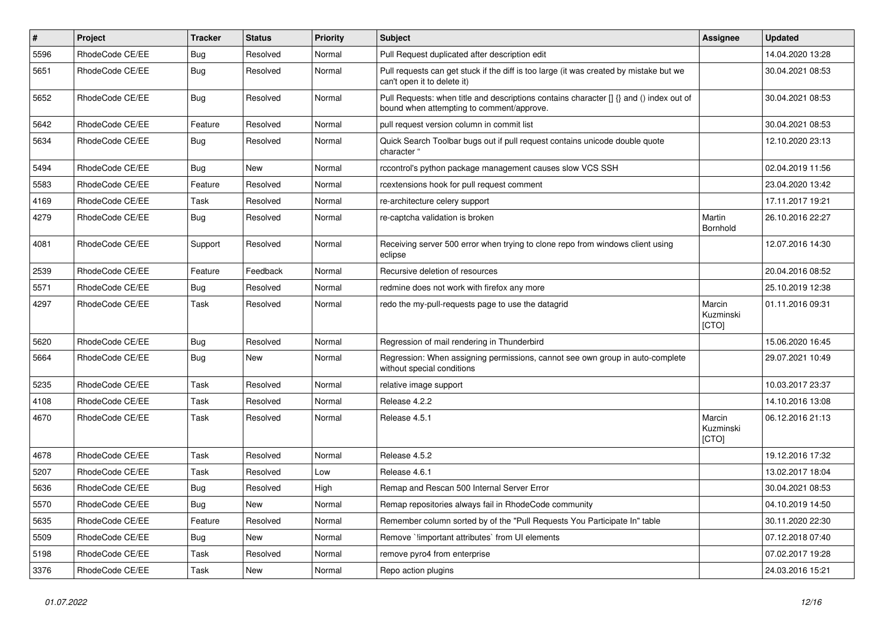| # | Project | Tracker | Status | Priority | Subject | Assignee | Updated |
|---|---|---|---|---|---|---|---|
| 5596 | RhodeCode CE/EE | Bug | Resolved | Normal | Pull Request duplicated after description edit | | 14.04.2020 13:28 |
| 5651 | RhodeCode CE/EE | Bug | Resolved | Normal | Pull requests can get stuck if the diff is too large (it was created by mistake but we can't open it to delete it) | | 30.04.2021 08:53 |
| 5652 | RhodeCode CE/EE | Bug | Resolved | Normal | Pull Requests: when title and descriptions contains character [] {} and () index out of bound when attempting to comment/approve. | | 30.04.2021 08:53 |
| 5642 | RhodeCode CE/EE | Feature | Resolved | Normal | pull request version column in commit list | | 30.04.2021 08:53 |
| 5634 | RhodeCode CE/EE | Bug | Resolved | Normal | Quick Search Toolbar bugs out if pull request contains unicode double quote character " | | 12.10.2020 23:13 |
| 5494 | RhodeCode CE/EE | Bug | New | Normal | rccontrol's python package management causes slow VCS SSH | | 02.04.2019 11:56 |
| 5583 | RhodeCode CE/EE | Feature | Resolved | Normal | rcextensions hook for pull request comment | | 23.04.2020 13:42 |
| 4169 | RhodeCode CE/EE | Task | Resolved | Normal | re-architecture celery support | | 17.11.2017 19:21 |
| 4279 | RhodeCode CE/EE | Bug | Resolved | Normal | re-captcha validation is broken | Martin Bornhold | 26.10.2016 22:27 |
| 4081 | RhodeCode CE/EE | Support | Resolved | Normal | Receiving server 500 error when trying to clone repo from windows client using eclipse | | 12.07.2016 14:30 |
| 2539 | RhodeCode CE/EE | Feature | Feedback | Normal | Recursive deletion of resources | | 20.04.2016 08:52 |
| 5571 | RhodeCode CE/EE | Bug | Resolved | Normal | redmine does not work with firefox any more | | 25.10.2019 12:38 |
| 4297 | RhodeCode CE/EE | Task | Resolved | Normal | redo the my-pull-requests page to use the datagrid | Marcin Kuzminski [CTO] | 01.11.2016 09:31 |
| 5620 | RhodeCode CE/EE | Bug | Resolved | Normal | Regression of mail rendering in Thunderbird | | 15.06.2020 16:45 |
| 5664 | RhodeCode CE/EE | Bug | New | Normal | Regression: When assigning permissions, cannot see own group in auto-complete without special conditions | | 29.07.2021 10:49 |
| 5235 | RhodeCode CE/EE | Task | Resolved | Normal | relative image support | | 10.03.2017 23:37 |
| 4108 | RhodeCode CE/EE | Task | Resolved | Normal | Release 4.2.2 | | 14.10.2016 13:08 |
| 4670 | RhodeCode CE/EE | Task | Resolved | Normal | Release 4.5.1 | Marcin Kuzminski [CTO] | 06.12.2016 21:13 |
| 4678 | RhodeCode CE/EE | Task | Resolved | Normal | Release 4.5.2 | | 19.12.2016 17:32 |
| 5207 | RhodeCode CE/EE | Task | Resolved | Low | Release 4.6.1 | | 13.02.2017 18:04 |
| 5636 | RhodeCode CE/EE | Bug | Resolved | High | Remap and Rescan 500 Internal Server Error | | 30.04.2021 08:53 |
| 5570 | RhodeCode CE/EE | Bug | New | Normal | Remap repositories always fail in RhodeCode community | | 04.10.2019 14:50 |
| 5635 | RhodeCode CE/EE | Feature | Resolved | Normal | Remember column sorted by of the "Pull Requests You Participate In" table | | 30.11.2020 22:30 |
| 5509 | RhodeCode CE/EE | Bug | New | Normal | Remove `!important attributes` from UI elements | | 07.12.2018 07:40 |
| 5198 | RhodeCode CE/EE | Task | Resolved | Normal | remove pyro4 from enterprise | | 07.02.2017 19:28 |
| 3376 | RhodeCode CE/EE | Task | New | Normal | Repo action plugins | | 24.03.2016 15:21 |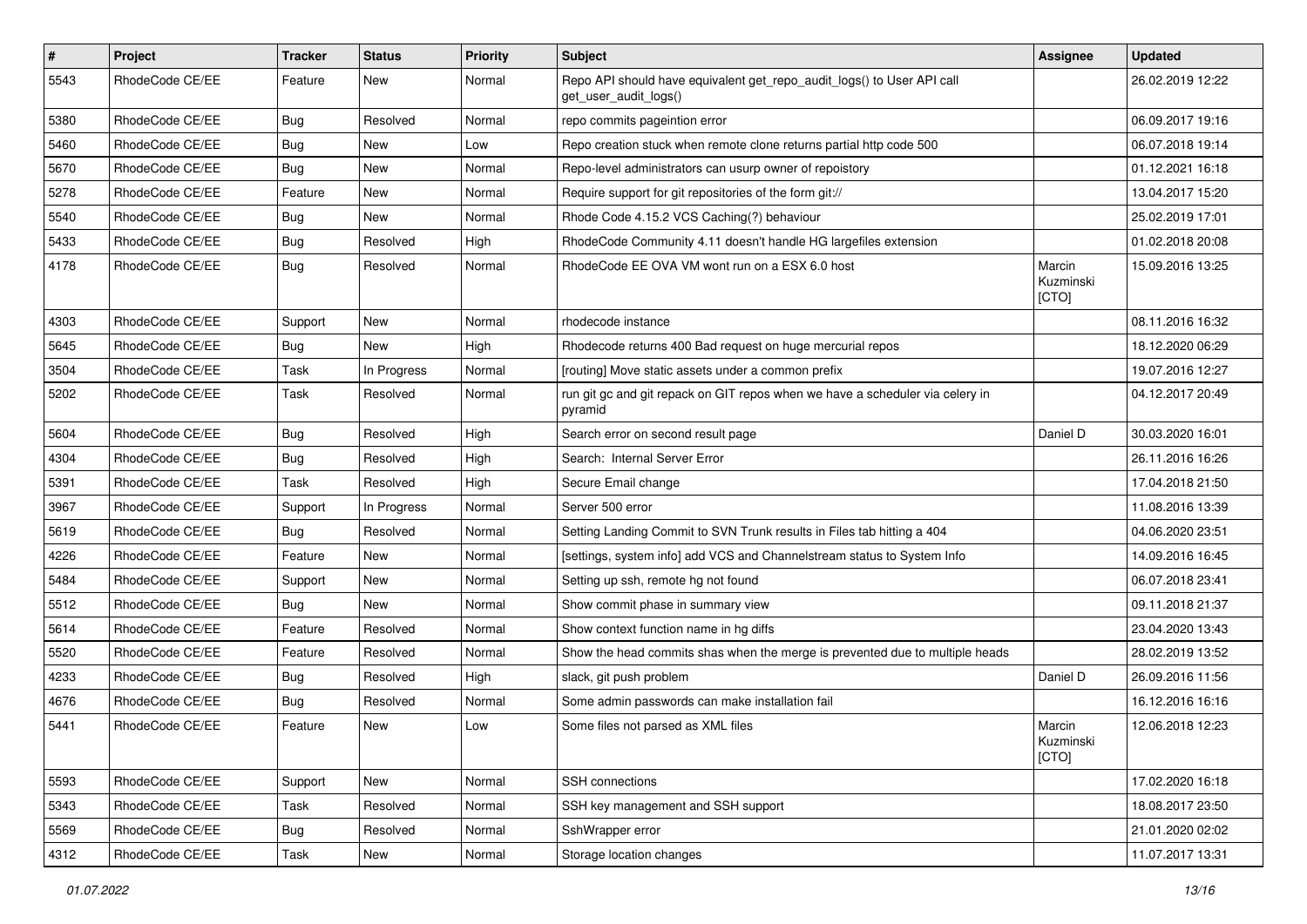| # | Project | Tracker | Status | Priority | Subject | Assignee | Updated |
|---|---|---|---|---|---|---|---|
| 5543 | RhodeCode CE/EE | Feature | New | Normal | Repo API should have equivalent get_repo_audit_logs() to User API call get_user_audit_logs() | | 26.02.2019 12:22 |
| 5380 | RhodeCode CE/EE | Bug | Resolved | Normal | repo commits pageintion error | | 06.09.2017 19:16 |
| 5460 | RhodeCode CE/EE | Bug | New | Low | Repo creation stuck when remote clone returns partial http code 500 | | 06.07.2018 19:14 |
| 5670 | RhodeCode CE/EE | Bug | New | Normal | Repo-level administrators can usurp owner of repoistory | | 01.12.2021 16:18 |
| 5278 | RhodeCode CE/EE | Feature | New | Normal | Require support for git repositories of the form git:// | | 13.04.2017 15:20 |
| 5540 | RhodeCode CE/EE | Bug | New | Normal | Rhode Code 4.15.2 VCS Caching(?) behaviour | | 25.02.2019 17:01 |
| 5433 | RhodeCode CE/EE | Bug | Resolved | High | RhodeCode Community 4.11 doesn't handle HG largefiles extension | | 01.02.2018 20:08 |
| 4178 | RhodeCode CE/EE | Bug | Resolved | Normal | RhodeCode EE OVA VM wont run on a ESX 6.0 host | Marcin Kuzminski [CTO] | 15.09.2016 13:25 |
| 4303 | RhodeCode CE/EE | Support | New | Normal | rhodecode instance | | 08.11.2016 16:32 |
| 5645 | RhodeCode CE/EE | Bug | New | High | Rhodecode returns 400 Bad request on huge mercurial repos | | 18.12.2020 06:29 |
| 3504 | RhodeCode CE/EE | Task | In Progress | Normal | [routing] Move static assets under a common prefix | | 19.07.2016 12:27 |
| 5202 | RhodeCode CE/EE | Task | Resolved | Normal | run git gc and git repack on GIT repos when we have a scheduler via celery in pyramid | | 04.12.2017 20:49 |
| 5604 | RhodeCode CE/EE | Bug | Resolved | High | Search error on second result page | Daniel D | 30.03.2020 16:01 |
| 4304 | RhodeCode CE/EE | Bug | Resolved | High | Search: Internal Server Error | | 26.11.2016 16:26 |
| 5391 | RhodeCode CE/EE | Task | Resolved | High | Secure Email change | | 17.04.2018 21:50 |
| 3967 | RhodeCode CE/EE | Support | In Progress | Normal | Server 500 error | | 11.08.2016 13:39 |
| 5619 | RhodeCode CE/EE | Bug | Resolved | Normal | Setting Landing Commit to SVN Trunk results in Files tab hitting a 404 | | 04.06.2020 23:51 |
| 4226 | RhodeCode CE/EE | Feature | New | Normal | [settings, system info] add VCS and Channelstream status to System Info | | 14.09.2016 16:45 |
| 5484 | RhodeCode CE/EE | Support | New | Normal | Setting up ssh, remote hg not found | | 06.07.2018 23:41 |
| 5512 | RhodeCode CE/EE | Bug | New | Normal | Show commit phase in summary view | | 09.11.2018 21:37 |
| 5614 | RhodeCode CE/EE | Feature | Resolved | Normal | Show context function name in hg diffs | | 23.04.2020 13:43 |
| 5520 | RhodeCode CE/EE | Feature | Resolved | Normal | Show the head commits shas when the merge is prevented due to multiple heads | | 28.02.2019 13:52 |
| 4233 | RhodeCode CE/EE | Bug | Resolved | High | slack, git push problem | Daniel D | 26.09.2016 11:56 |
| 4676 | RhodeCode CE/EE | Bug | Resolved | Normal | Some admin passwords can make installation fail | | 16.12.2016 16:16 |
| 5441 | RhodeCode CE/EE | Feature | New | Low | Some files not parsed as XML files | Marcin Kuzminski [CTO] | 12.06.2018 12:23 |
| 5593 | RhodeCode CE/EE | Support | New | Normal | SSH connections | | 17.02.2020 16:18 |
| 5343 | RhodeCode CE/EE | Task | Resolved | Normal | SSH key management and SSH support | | 18.08.2017 23:50 |
| 5569 | RhodeCode CE/EE | Bug | Resolved | Normal | SshWrapper error | | 21.01.2020 02:02 |
| 4312 | RhodeCode CE/EE | Task | New | Normal | Storage location changes | | 11.07.2017 13:31 |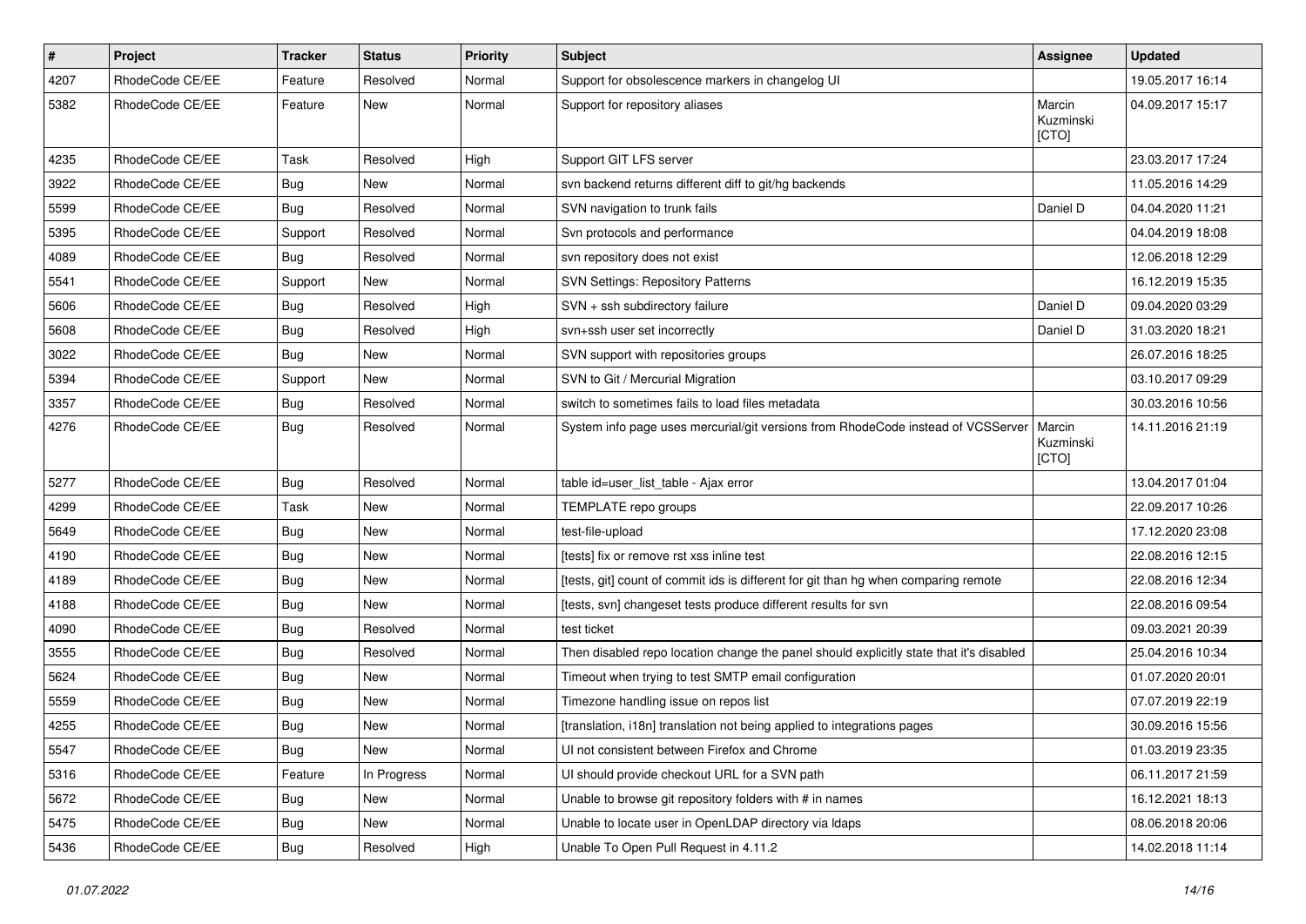| # | Project | Tracker | Status | Priority | Subject | Assignee | Updated |
|---|---|---|---|---|---|---|---|
| 4207 | RhodeCode CE/EE | Feature | Resolved | Normal | Support for obsolescence markers in changelog UI | | 19.05.2017 16:14 |
| 5382 | RhodeCode CE/EE | Feature | New | Normal | Support for repository aliases | Marcin Kuzminski [CTO] | 04.09.2017 15:17 |
| 4235 | RhodeCode CE/EE | Task | Resolved | High | Support GIT LFS server | | 23.03.2017 17:24 |
| 3922 | RhodeCode CE/EE | Bug | New | Normal | svn backend returns different diff to git/hg backends | | 11.05.2016 14:29 |
| 5599 | RhodeCode CE/EE | Bug | Resolved | Normal | SVN navigation to trunk fails | Daniel D | 04.04.2020 11:21 |
| 5395 | RhodeCode CE/EE | Support | Resolved | Normal | Svn protocols and performance | | 04.04.2019 18:08 |
| 4089 | RhodeCode CE/EE | Bug | Resolved | Normal | svn repository does not exist | | 12.06.2018 12:29 |
| 5541 | RhodeCode CE/EE | Support | New | Normal | SVN Settings: Repository Patterns | | 16.12.2019 15:35 |
| 5606 | RhodeCode CE/EE | Bug | Resolved | High | SVN + ssh subdirectory failure | Daniel D | 09.04.2020 03:29 |
| 5608 | RhodeCode CE/EE | Bug | Resolved | High | svn+ssh user set incorrectly | Daniel D | 31.03.2020 18:21 |
| 3022 | RhodeCode CE/EE | Bug | New | Normal | SVN support with repositories groups | | 26.07.2016 18:25 |
| 5394 | RhodeCode CE/EE | Support | New | Normal | SVN to Git / Mercurial Migration | | 03.10.2017 09:29 |
| 3357 | RhodeCode CE/EE | Bug | Resolved | Normal | switch to sometimes fails to load files metadata | | 30.03.2016 10:56 |
| 4276 | RhodeCode CE/EE | Bug | Resolved | Normal | System info page uses mercurial/git versions from RhodeCode instead of VCSServer | Marcin Kuzminski [CTO] | 14.11.2016 21:19 |
| 5277 | RhodeCode CE/EE | Bug | Resolved | Normal | table id=user_list_table - Ajax error | | 13.04.2017 01:04 |
| 4299 | RhodeCode CE/EE | Task | New | Normal | TEMPLATE repo groups | | 22.09.2017 10:26 |
| 5649 | RhodeCode CE/EE | Bug | New | Normal | test-file-upload | | 17.12.2020 23:08 |
| 4190 | RhodeCode CE/EE | Bug | New | Normal | [tests] fix or remove rst xss inline test | | 22.08.2016 12:15 |
| 4189 | RhodeCode CE/EE | Bug | New | Normal | [tests, git] count of commit ids is different for git than hg when comparing remote | | 22.08.2016 12:34 |
| 4188 | RhodeCode CE/EE | Bug | New | Normal | [tests, svn] changeset tests produce different results for svn | | 22.08.2016 09:54 |
| 4090 | RhodeCode CE/EE | Bug | Resolved | Normal | test ticket | | 09.03.2021 20:39 |
| 3555 | RhodeCode CE/EE | Bug | Resolved | Normal | Then disabled repo location change the panel should explicitly state that it's disabled | | 25.04.2016 10:34 |
| 5624 | RhodeCode CE/EE | Bug | New | Normal | Timeout when trying to test SMTP email configuration | | 01.07.2020 20:01 |
| 5559 | RhodeCode CE/EE | Bug | New | Normal | Timezone handling issue on repos list | | 07.07.2019 22:19 |
| 4255 | RhodeCode CE/EE | Bug | New | Normal | [translation, i18n] translation not being applied to integrations pages | | 30.09.2016 15:56 |
| 5547 | RhodeCode CE/EE | Bug | New | Normal | UI not consistent between Firefox and Chrome | | 01.03.2019 23:35 |
| 5316 | RhodeCode CE/EE | Feature | In Progress | Normal | UI should provide checkout URL for a SVN path | | 06.11.2017 21:59 |
| 5672 | RhodeCode CE/EE | Bug | New | Normal | Unable to browse git repository folders with # in names | | 16.12.2021 18:13 |
| 5475 | RhodeCode CE/EE | Bug | New | Normal | Unable to locate user in OpenLDAP directory via ldaps | | 08.06.2018 20:06 |
| 5436 | RhodeCode CE/EE | Bug | Resolved | High | Unable To Open Pull Request in 4.11.2 | | 14.02.2018 11:14 |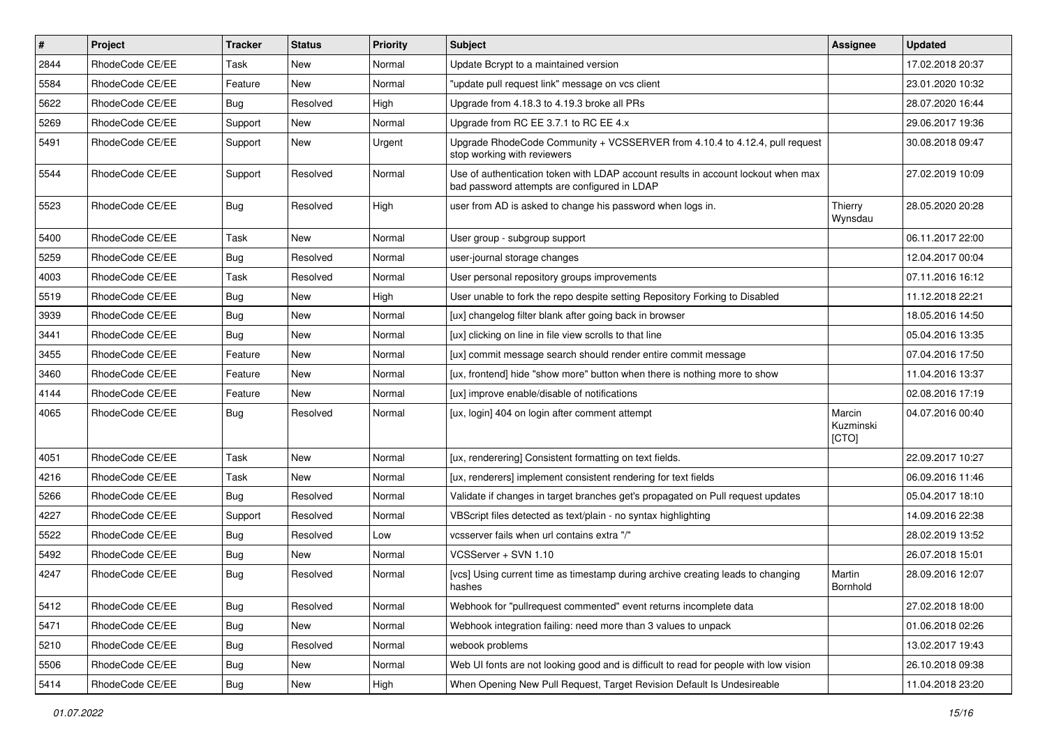| # | Project | Tracker | Status | Priority | Subject | Assignee | Updated |
|---|---|---|---|---|---|---|---|
| 2844 | RhodeCode CE/EE | Task | New | Normal | Update Bcrypt to a maintained version | | 17.02.2018 20:37 |
| 5584 | RhodeCode CE/EE | Feature | New | Normal | "update pull request link" message on vcs client | | 23.01.2020 10:32 |
| 5622 | RhodeCode CE/EE | Bug | Resolved | High | Upgrade from 4.18.3 to 4.19.3 broke all PRs | | 28.07.2020 16:44 |
| 5269 | RhodeCode CE/EE | Support | New | Normal | Upgrade from RC EE 3.7.1 to RC EE 4.x | | 29.06.2017 19:36 |
| 5491 | RhodeCode CE/EE | Support | New | Urgent | Upgrade RhodeCode Community + VCSSERVER from 4.10.4 to 4.12.4, pull request stop working with reviewers | | 30.08.2018 09:47 |
| 5544 | RhodeCode CE/EE | Support | Resolved | Normal | Use of authentication token with LDAP account results in account lockout when max bad password attempts are configured in LDAP | | 27.02.2019 10:09 |
| 5523 | RhodeCode CE/EE | Bug | Resolved | High | user from AD is asked to change his password when logs in. | Thierry Wynsdau | 28.05.2020 20:28 |
| 5400 | RhodeCode CE/EE | Task | New | Normal | User group - subgroup support | | 06.11.2017 22:00 |
| 5259 | RhodeCode CE/EE | Bug | Resolved | Normal | user-journal storage changes | | 12.04.2017 00:04 |
| 4003 | RhodeCode CE/EE | Task | Resolved | Normal | User personal repository groups improvements | | 07.11.2016 16:12 |
| 5519 | RhodeCode CE/EE | Bug | New | High | User unable to fork the repo despite setting Repository Forking to Disabled | | 11.12.2018 22:21 |
| 3939 | RhodeCode CE/EE | Bug | New | Normal | [ux] changelog filter blank after going back in browser | | 18.05.2016 14:50 |
| 3441 | RhodeCode CE/EE | Bug | New | Normal | [ux] clicking on line in file view scrolls to that line | | 05.04.2016 13:35 |
| 3455 | RhodeCode CE/EE | Feature | New | Normal | [ux] commit message search should render entire commit message | | 07.04.2016 17:50 |
| 3460 | RhodeCode CE/EE | Feature | New | Normal | [ux, frontend] hide "show more" button when there is nothing more to show | | 11.04.2016 13:37 |
| 4144 | RhodeCode CE/EE | Feature | New | Normal | [ux] improve enable/disable of notifications | | 02.08.2016 17:19 |
| 4065 | RhodeCode CE/EE | Bug | Resolved | Normal | [ux, login] 404 on login after comment attempt | Marcin Kuzminski [CTO] | 04.07.2016 00:40 |
| 4051 | RhodeCode CE/EE | Task | New | Normal | [ux, renderering] Consistent formatting on text fields. | | 22.09.2017 10:27 |
| 4216 | RhodeCode CE/EE | Task | New | Normal | [ux, renderers] implement consistent rendering for text fields | | 06.09.2016 11:46 |
| 5266 | RhodeCode CE/EE | Bug | Resolved | Normal | Validate if changes in target branches get's propagated on Pull request updates | | 05.04.2017 18:10 |
| 4227 | RhodeCode CE/EE | Support | Resolved | Normal | VBScript files detected as text/plain - no syntax highlighting | | 14.09.2016 22:38 |
| 5522 | RhodeCode CE/EE | Bug | Resolved | Low | vcsserver fails when url contains extra "/" | | 28.02.2019 13:52 |
| 5492 | RhodeCode CE/EE | Bug | New | Normal | VCSServer + SVN 1.10 | | 26.07.2018 15:01 |
| 4247 | RhodeCode CE/EE | Bug | Resolved | Normal | [vcs] Using current time as timestamp during archive creating leads to changing hashes | Martin Bornhold | 28.09.2016 12:07 |
| 5412 | RhodeCode CE/EE | Bug | Resolved | Normal | Webhook for "pullrequest commented" event returns incomplete data | | 27.02.2018 18:00 |
| 5471 | RhodeCode CE/EE | Bug | New | Normal | Webhook integration failing: need more than 3 values to unpack | | 01.06.2018 02:26 |
| 5210 | RhodeCode CE/EE | Bug | Resolved | Normal | webook problems | | 13.02.2017 19:43 |
| 5506 | RhodeCode CE/EE | Bug | New | Normal | Web UI fonts are not looking good and is difficult to read for people with low vision | | 26.10.2018 09:38 |
| 5414 | RhodeCode CE/EE | Bug | New | High | When Opening New Pull Request, Target Revision Default Is Undesireable | | 11.04.2018 23:20 |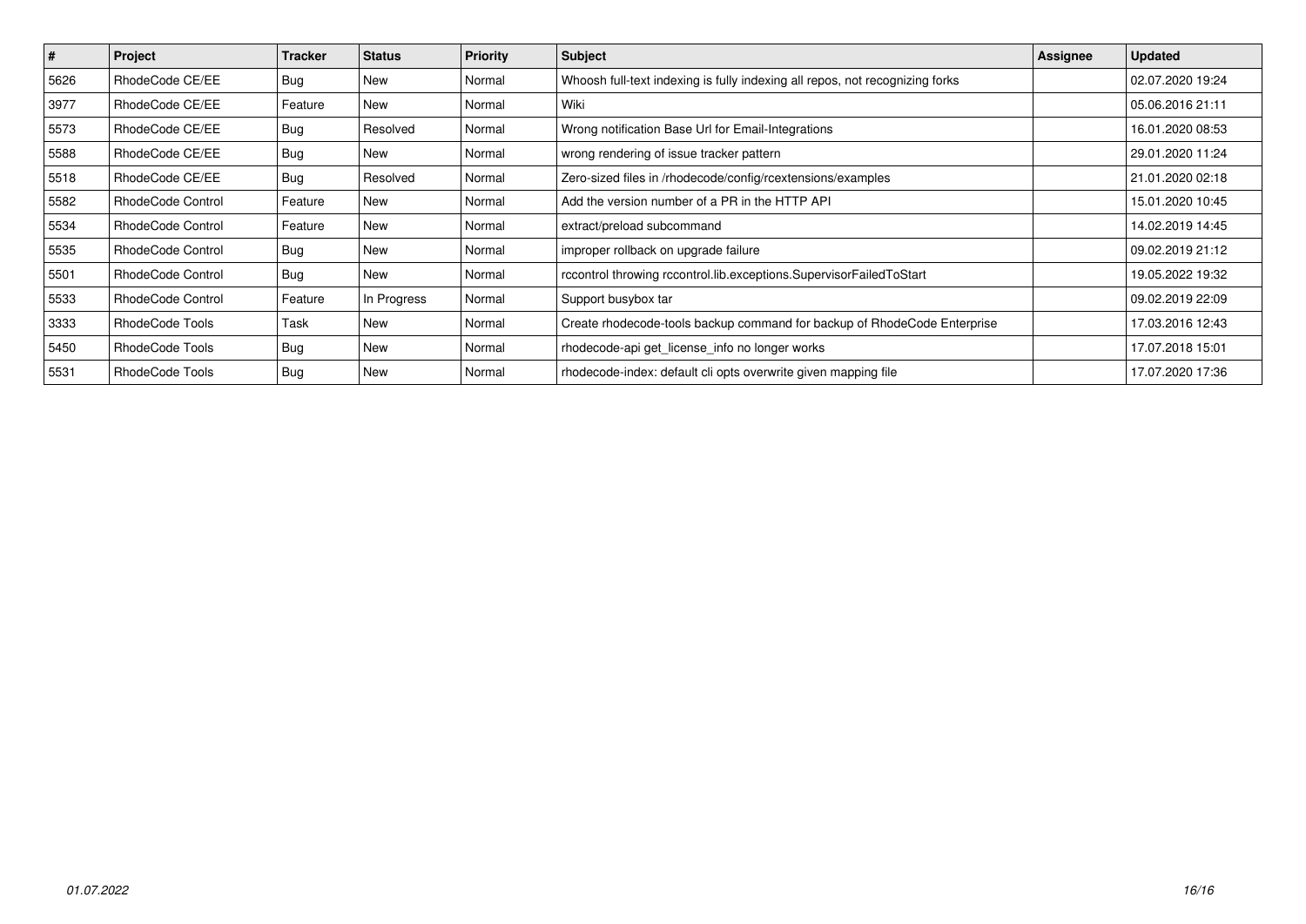| # | Project | Tracker | Status | Priority | Subject | Assignee | Updated |
|---|---|---|---|---|---|---|---|
| 5626 | RhodeCode CE/EE | Bug | New | Normal | Whoosh full-text indexing is fully indexing all repos, not recognizing forks | | 02.07.2020 19:24 |
| 3977 | RhodeCode CE/EE | Feature | New | Normal | Wiki | | 05.06.2016 21:11 |
| 5573 | RhodeCode CE/EE | Bug | Resolved | Normal | Wrong notification Base Url for Email-Integrations | | 16.01.2020 08:53 |
| 5588 | RhodeCode CE/EE | Bug | New | Normal | wrong rendering of issue tracker pattern | | 29.01.2020 11:24 |
| 5518 | RhodeCode CE/EE | Bug | Resolved | Normal | Zero-sized files in /rhodecode/config/rcextensions/examples | | 21.01.2020 02:18 |
| 5582 | RhodeCode Control | Feature | New | Normal | Add the version number of a PR in the HTTP API | | 15.01.2020 10:45 |
| 5534 | RhodeCode Control | Feature | New | Normal | extract/preload subcommand | | 14.02.2019 14:45 |
| 5535 | RhodeCode Control | Bug | New | Normal | improper rollback on upgrade failure | | 09.02.2019 21:12 |
| 5501 | RhodeCode Control | Bug | New | Normal | rccontrol throwing rccontrol.lib.exceptions.SupervisorFailedToStart | | 19.05.2022 19:32 |
| 5533 | RhodeCode Control | Feature | In Progress | Normal | Support busybox tar | | 09.02.2019 22:09 |
| 3333 | RhodeCode Tools | Task | New | Normal | Create rhodecode-tools backup command for backup of RhodeCode Enterprise | | 17.03.2016 12:43 |
| 5450 | RhodeCode Tools | Bug | New | Normal | rhodecode-api get_license_info no longer works | | 17.07.2018 15:01 |
| 5531 | RhodeCode Tools | Bug | New | Normal | rhodecode-index: default cli opts overwrite given mapping file | | 17.07.2020 17:36 |